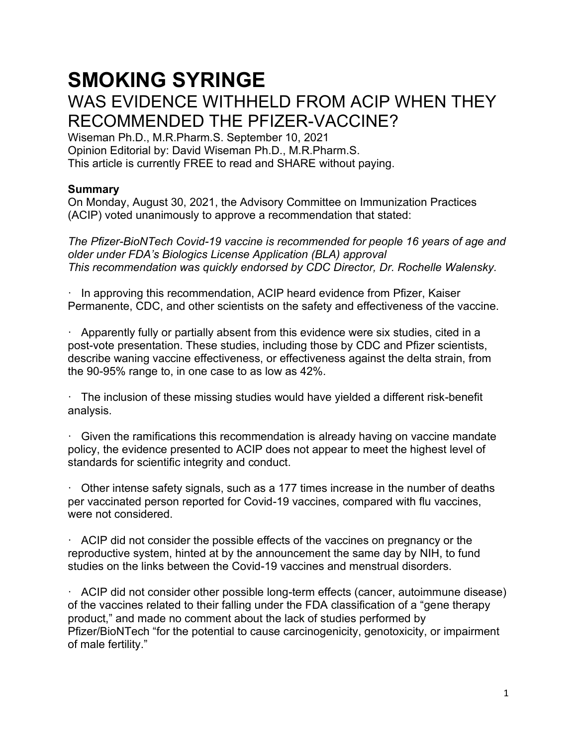# SMOKING SYRINGE

## WAS EVIDENCE WITHHELD FROM ACIP WHEN THEY RECOMMENDED THE PFIZER-VACCINE?

Wiseman Ph.D., M.R.Pharm.S. September 10, 2021
Opinion Editorial by: David Wiseman Ph.D., M.R.Pharm.S.
This article is currently FREE to read and SHARE without paying.

**Summary**

On Monday, August 30, 2021, the Advisory Committee on Immunization Practices (ACIP) voted unanimously to approve a recommendation that stated:

*The Pfizer-BioNTech Covid-19 vaccine is recommended for people 16 years of age and older under FDA's Biologics License Application (BLA) approval*
*This recommendation was quickly endorsed by CDC Director, Dr. Rochelle Walensky.*

- In approving this recommendation, ACIP heard evidence from Pfizer, Kaiser Permanente, CDC, and other scientists on the safety and effectiveness of the vaccine.

- Apparently fully or partially absent from this evidence were six studies, cited in a post-vote presentation. These studies, including those by CDC and Pfizer scientists, describe waning vaccine effectiveness, or effectiveness against the delta strain, from the 90-95% range to, in one case to as low as 42%.

- The inclusion of these missing studies would have yielded a different risk-benefit analysis.

- Given the ramifications this recommendation is already having on vaccine mandate policy, the evidence presented to ACIP does not appear to meet the highest level of standards for scientific integrity and conduct.

- Other intense safety signals, such as a 177 times increase in the number of deaths per vaccinated person reported for Covid-19 vaccines, compared with flu vaccines, were not considered.

- ACIP did not consider the possible effects of the vaccines on pregnancy or the reproductive system, hinted at by the announcement the same day by NIH, to fund studies on the links between the Covid-19 vaccines and menstrual disorders.

- ACIP did not consider other possible long-term effects (cancer, autoimmune disease) of the vaccines related to their falling under the FDA classification of a "gene therapy product," and made no comment about the lack of studies performed by Pfizer/BioNTech "for the potential to cause carcinogenicity, genotoxicity, or impairment of male fertility."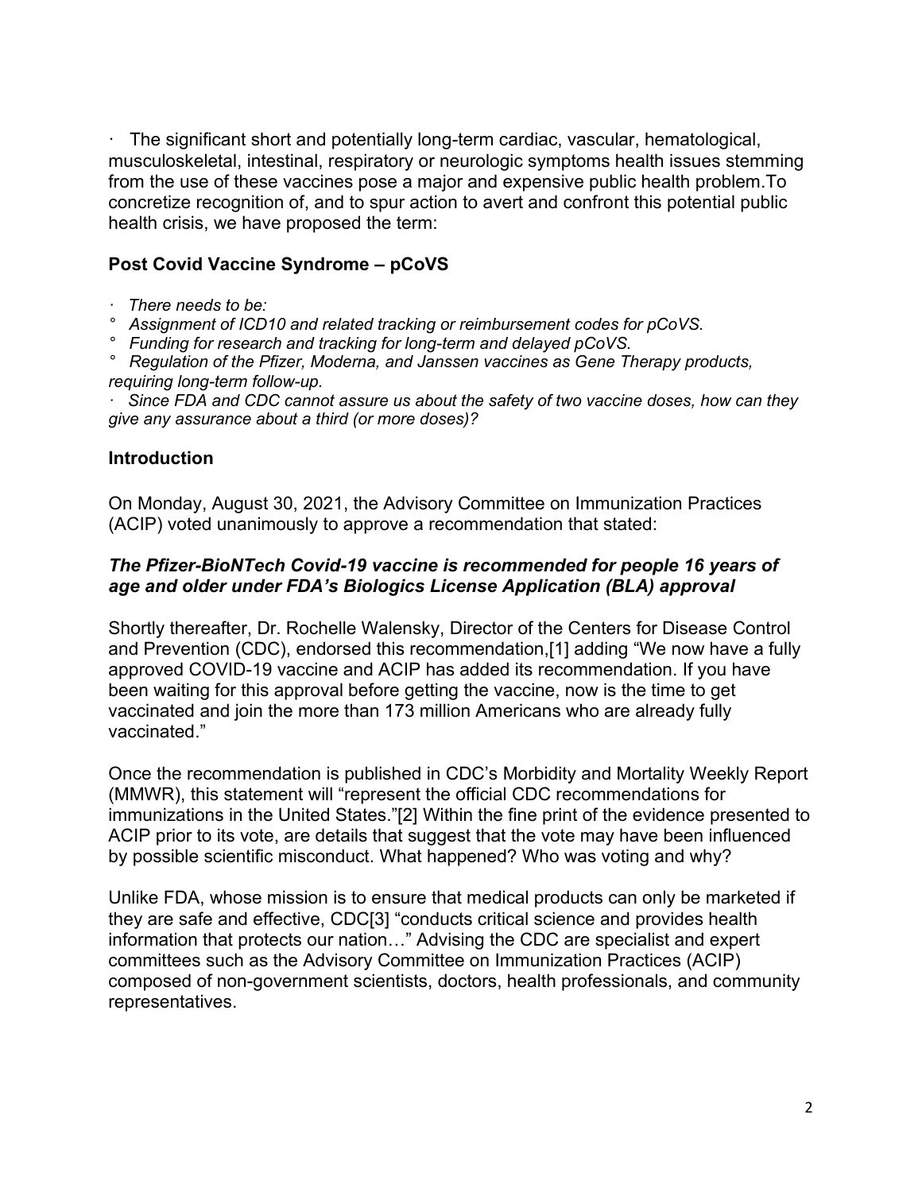· The significant short and potentially long-term cardiac, vascular, hematological, musculoskeletal, intestinal, respiratory or neurologic symptoms health issues stemming from the use of these vaccines pose a major and expensive public health problem.To concretize recognition of, and to spur action to avert and confront this potential public health crisis, we have proposed the term:

### Post Covid Vaccine Syndrome – pCoVS

- *There needs to be:*
  - *Assignment of ICD10 and related tracking or reimbursement codes for pCoVS.*
  - *Funding for research and tracking for long-term and delayed pCoVS.*
  - *Regulation of the Pfizer, Moderna, and Janssen vaccines as Gene Therapy products, requiring long-term follow-up.*
- *Since FDA and CDC cannot assure us about the safety of two vaccine doses, how can they give any assurance about a third (or more doses)?*

## Introduction

On Monday, August 30, 2021, the Advisory Committee on Immunization Practices (ACIP) voted unanimously to approve a recommendation that stated:

***The Pfizer-BioNTech Covid-19 vaccine is recommended for people 16 years of age and older under FDA's Biologics License Application (BLA) approval***

Shortly thereafter, Dr. Rochelle Walensky, Director of the Centers for Disease Control and Prevention (CDC), endorsed this recommendation,[1] adding "We now have a fully approved COVID-19 vaccine and ACIP has added its recommendation. If you have been waiting for this approval before getting the vaccine, now is the time to get vaccinated and join the more than 173 million Americans who are already fully vaccinated."

Once the recommendation is published in CDC's Morbidity and Mortality Weekly Report (MMWR), this statement will "represent the official CDC recommendations for immunizations in the United States."[2] Within the fine print of the evidence presented to ACIP prior to its vote, are details that suggest that the vote may have been influenced by possible scientific misconduct. What happened? Who was voting and why?

Unlike FDA, whose mission is to ensure that medical products can only be marketed if they are safe and effective, CDC[3] "conducts critical science and provides health information that protects our nation…" Advising the CDC are specialist and expert committees such as the Advisory Committee on Immunization Practices (ACIP) composed of non-government scientists, doctors, health professionals, and community representatives.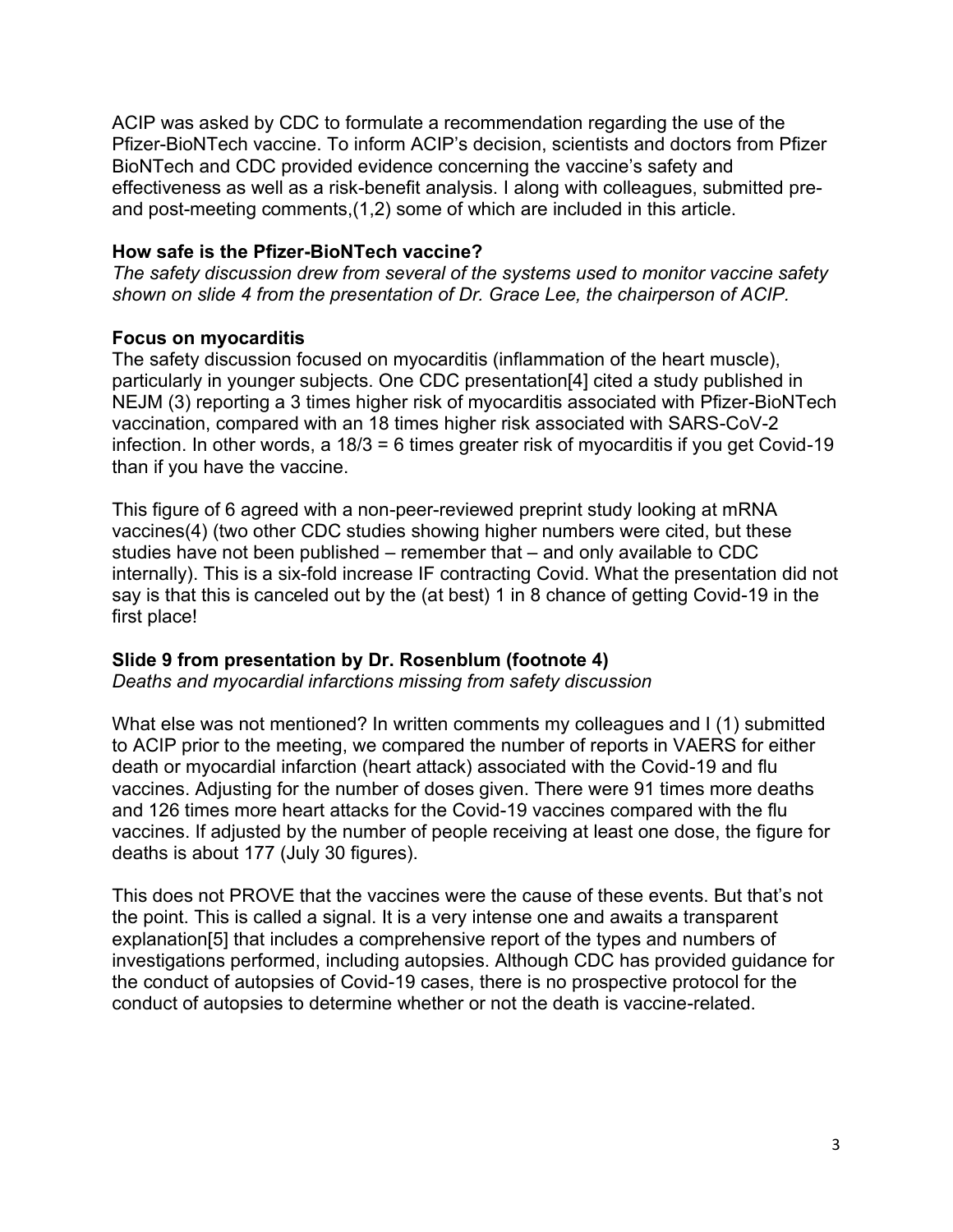ACIP was asked by CDC to formulate a recommendation regarding the use of the Pfizer-BioNTech vaccine. To inform ACIP's decision, scientists and doctors from Pfizer BioNTech and CDC provided evidence concerning the vaccine's safety and effectiveness as well as a risk-benefit analysis. I along with colleagues, submitted pre- and post-meeting comments,(1,2) some of which are included in this article.

**How safe is the Pfizer-BioNTech vaccine?**

*The safety discussion drew from several of the systems used to monitor vaccine safety shown on slide 4 from the presentation of Dr. Grace Lee, the chairperson of ACIP.*

**Focus on myocarditis**

The safety discussion focused on myocarditis (inflammation of the heart muscle), particularly in younger subjects. One CDC presentation[4] cited a study published in NEJM (3) reporting a 3 times higher risk of myocarditis associated with Pfizer-BioNTech vaccination, compared with an 18 times higher risk associated with SARS-CoV-2 infection. In other words, a 18/3 = 6 times greater risk of myocarditis if you get Covid-19 than if you have the vaccine.

This figure of 6 agreed with a non-peer-reviewed preprint study looking at mRNA vaccines(4) (two other CDC studies showing higher numbers were cited, but these studies have not been published – remember that – and only available to CDC internally). This is a six-fold increase IF contracting Covid. What the presentation did not say is that this is canceled out by the (at best) 1 in 8 chance of getting Covid-19 in the first place!

**Slide 9 from presentation by Dr. Rosenblum (footnote 4)**

*Deaths and myocardial infarctions missing from safety discussion*

What else was not mentioned? In written comments my colleagues and I (1) submitted to ACIP prior to the meeting, we compared the number of reports in VAERS for either death or myocardial infarction (heart attack) associated with the Covid-19 and flu vaccines. Adjusting for the number of doses given. There were 91 times more deaths and 126 times more heart attacks for the Covid-19 vaccines compared with the flu vaccines. If adjusted by the number of people receiving at least one dose, the figure for deaths is about 177 (July 30 figures).

This does not PROVE that the vaccines were the cause of these events. But that's not the point. This is called a signal. It is a very intense one and awaits a transparent explanation[5] that includes a comprehensive report of the types and numbers of investigations performed, including autopsies. Although CDC has provided guidance for the conduct of autopsies of Covid-19 cases, there is no prospective protocol for the conduct of autopsies to determine whether or not the death is vaccine-related.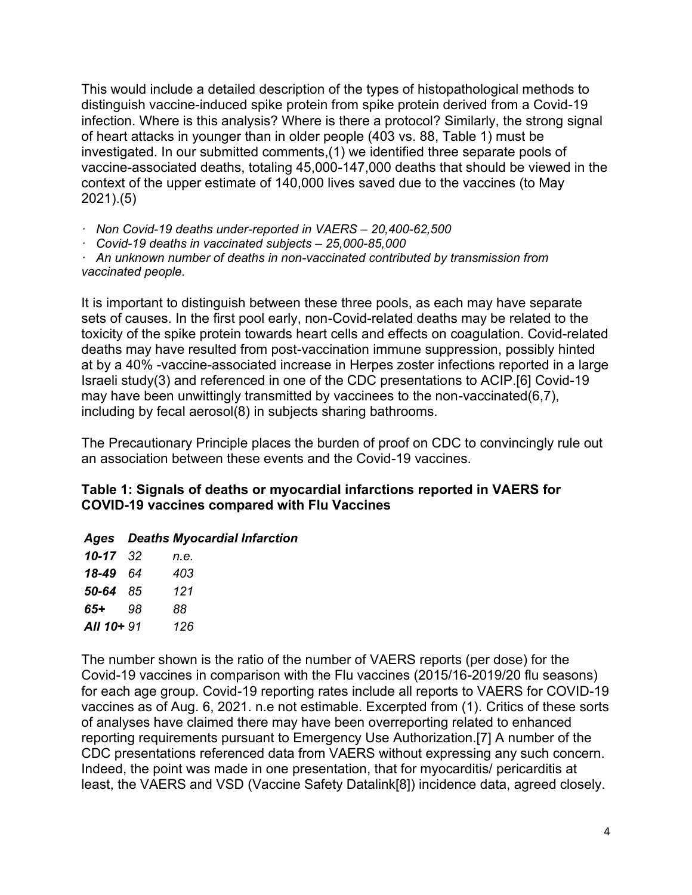This would include a detailed description of the types of histopathological methods to distinguish vaccine-induced spike protein from spike protein derived from a Covid-19 infection. Where is this analysis? Where is there a protocol? Similarly, the strong signal of heart attacks in younger than in older people (403 vs. 88, Table 1) must be investigated. In our submitted comments,(1) we identified three separate pools of vaccine-associated deaths, totaling 45,000-147,000 deaths that should be viewed in the context of the upper estimate of 140,000 lives saved due to the vaccines (to May 2021).(5)

- *Non Covid-19 deaths under-reported in VAERS – 20,400-62,500*
- *Covid-19 deaths in vaccinated subjects – 25,000-85,000*
- *An unknown number of deaths in non-vaccinated contributed by transmission from vaccinated people.*

It is important to distinguish between these three pools, as each may have separate sets of causes. In the first pool early, non-Covid-related deaths may be related to the toxicity of the spike protein towards heart cells and effects on coagulation. Covid-related deaths may have resulted from post-vaccination immune suppression, possibly hinted at by a 40% -vaccine-associated increase in Herpes zoster infections reported in a large Israeli study(3) and referenced in one of the CDC presentations to ACIP.[6] Covid-19 may have been unwittingly transmitted by vaccinees to the non-vaccinated(6,7), including by fecal aerosol(8) in subjects sharing bathrooms.

The Precautionary Principle places the burden of proof on CDC to convincingly rule out an association between these events and the Covid-19 vaccines.

**Table 1: Signals of deaths or myocardial infarctions reported in VAERS for COVID-19 vaccines compared with Flu Vaccines**

| ***Ages*** | ***Deaths*** | ***Myocardial Infarction*** |
|---|---|---|
| ***10-17*** | *32* | *n.e.* |
| ***18-49*** | *64* | *403* |
| ***50-64*** | *85* | *121* |
| ***65+*** | *98* | *88* |
| ***All 10+*** | *91* | *126* |

The number shown is the ratio of the number of VAERS reports (per dose) for the Covid-19 vaccines in comparison with the Flu vaccines (2015/16-2019/20 flu seasons) for each age group. Covid-19 reporting rates include all reports to VAERS for COVID-19 vaccines as of Aug. 6, 2021. n.e not estimable. Excerpted from (1). Critics of these sorts of analyses have claimed there may have been overreporting related to enhanced reporting requirements pursuant to Emergency Use Authorization.[7] A number of the CDC presentations referenced data from VAERS without expressing any such concern. Indeed, the point was made in one presentation, that for myocarditis/ pericarditis at least, the VAERS and VSD (Vaccine Safety Datalink[8]) incidence data, agreed closely.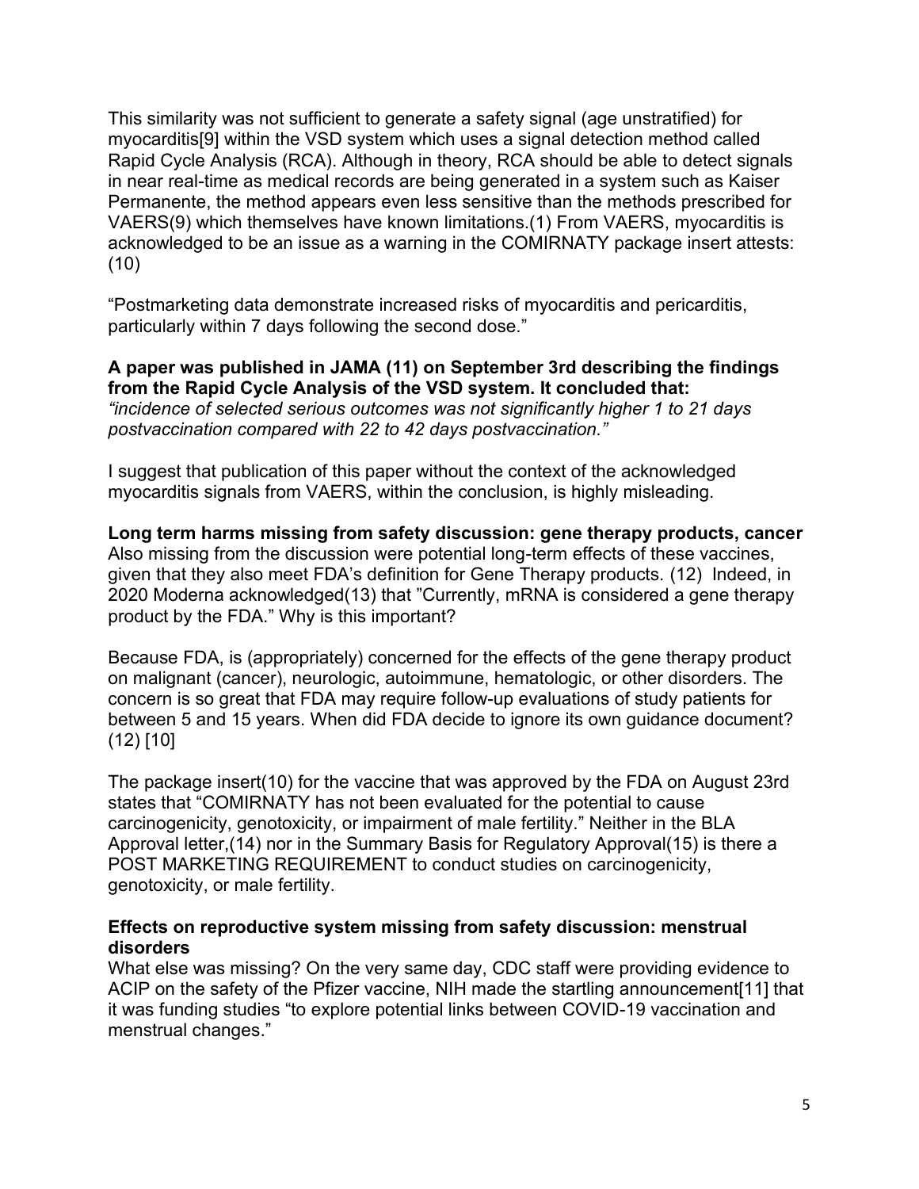This similarity was not sufficient to generate a safety signal (age unstratified) for myocarditis[9] within the VSD system which uses a signal detection method called Rapid Cycle Analysis (RCA). Although in theory, RCA should be able to detect signals in near real-time as medical records are being generated in a system such as Kaiser Permanente, the method appears even less sensitive than the methods prescribed for VAERS(9) which themselves have known limitations.(1) From VAERS, myocarditis is acknowledged to be an issue as a warning in the COMIRNATY package insert attests: (10)

"Postmarketing data demonstrate increased risks of myocarditis and pericarditis, particularly within 7 days following the second dose."

**A paper was published in JAMA (11) on September 3rd describing the findings from the Rapid Cycle Analysis of the VSD system. It concluded that:**
*"incidence of selected serious outcomes was not significantly higher 1 to 21 days postvaccination compared with 22 to 42 days postvaccination."*

I suggest that publication of this paper without the context of the acknowledged myocarditis signals from VAERS, within the conclusion, is highly misleading.

**Long term harms missing from safety discussion: gene therapy products, cancer**
Also missing from the discussion were potential long-term effects of these vaccines, given that they also meet FDA's definition for Gene Therapy products. (12) Indeed, in 2020 Moderna acknowledged(13) that "Currently, mRNA is considered a gene therapy product by the FDA." Why is this important?

Because FDA, is (appropriately) concerned for the effects of the gene therapy product on malignant (cancer), neurologic, autoimmune, hematologic, or other disorders. The concern is so great that FDA may require follow-up evaluations of study patients for between 5 and 15 years. When did FDA decide to ignore its own guidance document? (12) [10]

The package insert(10) for the vaccine that was approved by the FDA on August 23rd states that "COMIRNATY has not been evaluated for the potential to cause carcinogenicity, genotoxicity, or impairment of male fertility." Neither in the BLA Approval letter,(14) nor in the Summary Basis for Regulatory Approval(15) is there a POST MARKETING REQUIREMENT to conduct studies on carcinogenicity, genotoxicity, or male fertility.

**Effects on reproductive system missing from safety discussion: menstrual disorders**
What else was missing? On the very same day, CDC staff were providing evidence to ACIP on the safety of the Pfizer vaccine, NIH made the startling announcement[11] that it was funding studies "to explore potential links between COVID-19 vaccination and menstrual changes."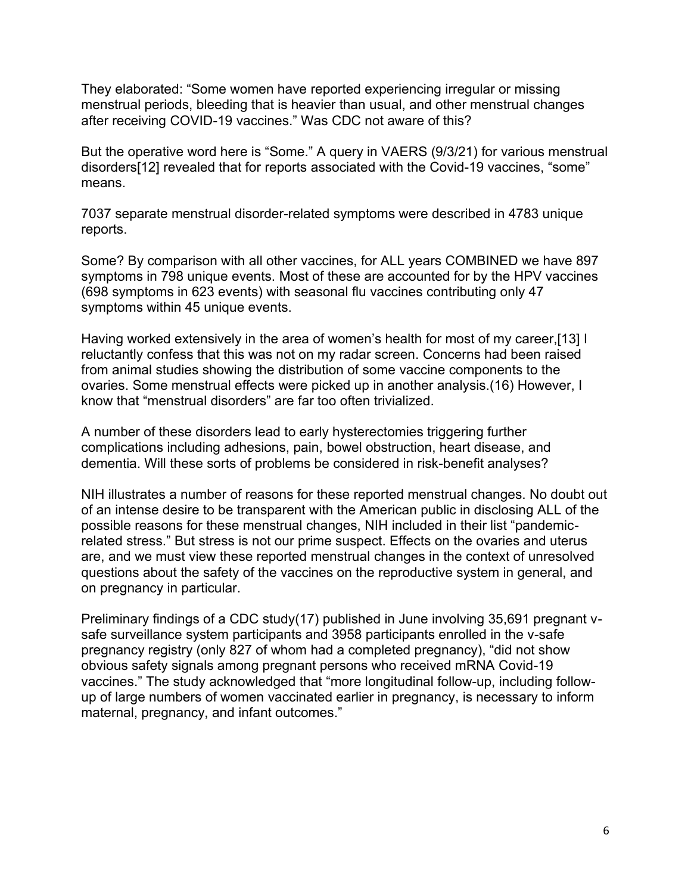They elaborated: “Some women have reported experiencing irregular or missing menstrual periods, bleeding that is heavier than usual, and other menstrual changes after receiving COVID-19 vaccines.” Was CDC not aware of this?

But the operative word here is “Some.” A query in VAERS (9/3/21) for various menstrual disorders[12] revealed that for reports associated with the Covid-19 vaccines, “some” means.

7037 separate menstrual disorder-related symptoms were described in 4783 unique reports.

Some? By comparison with all other vaccines, for ALL years COMBINED we have 897 symptoms in 798 unique events. Most of these are accounted for by the HPV vaccines (698 symptoms in 623 events) with seasonal flu vaccines contributing only 47 symptoms within 45 unique events.

Having worked extensively in the area of women’s health for most of my career,[13] I reluctantly confess that this was not on my radar screen. Concerns had been raised from animal studies showing the distribution of some vaccine components to the ovaries. Some menstrual effects were picked up in another analysis.(16) However, I know that “menstrual disorders” are far too often trivialized.

A number of these disorders lead to early hysterectomies triggering further complications including adhesions, pain, bowel obstruction, heart disease, and dementia. Will these sorts of problems be considered in risk-benefit analyses?

NIH illustrates a number of reasons for these reported menstrual changes. No doubt out of an intense desire to be transparent with the American public in disclosing ALL of the possible reasons for these menstrual changes, NIH included in their list “pandemic-related stress.” But stress is not our prime suspect. Effects on the ovaries and uterus are, and we must view these reported menstrual changes in the context of unresolved questions about the safety of the vaccines on the reproductive system in general, and on pregnancy in particular.

Preliminary findings of a CDC study(17) published in June involving 35,691 pregnant v-safe surveillance system participants and 3958 participants enrolled in the v-safe pregnancy registry (only 827 of whom had a completed pregnancy), “did not show obvious safety signals among pregnant persons who received mRNA Covid-19 vaccines.” The study acknowledged that “more longitudinal follow-up, including follow-up of large numbers of women vaccinated earlier in pregnancy, is necessary to inform maternal, pregnancy, and infant outcomes.”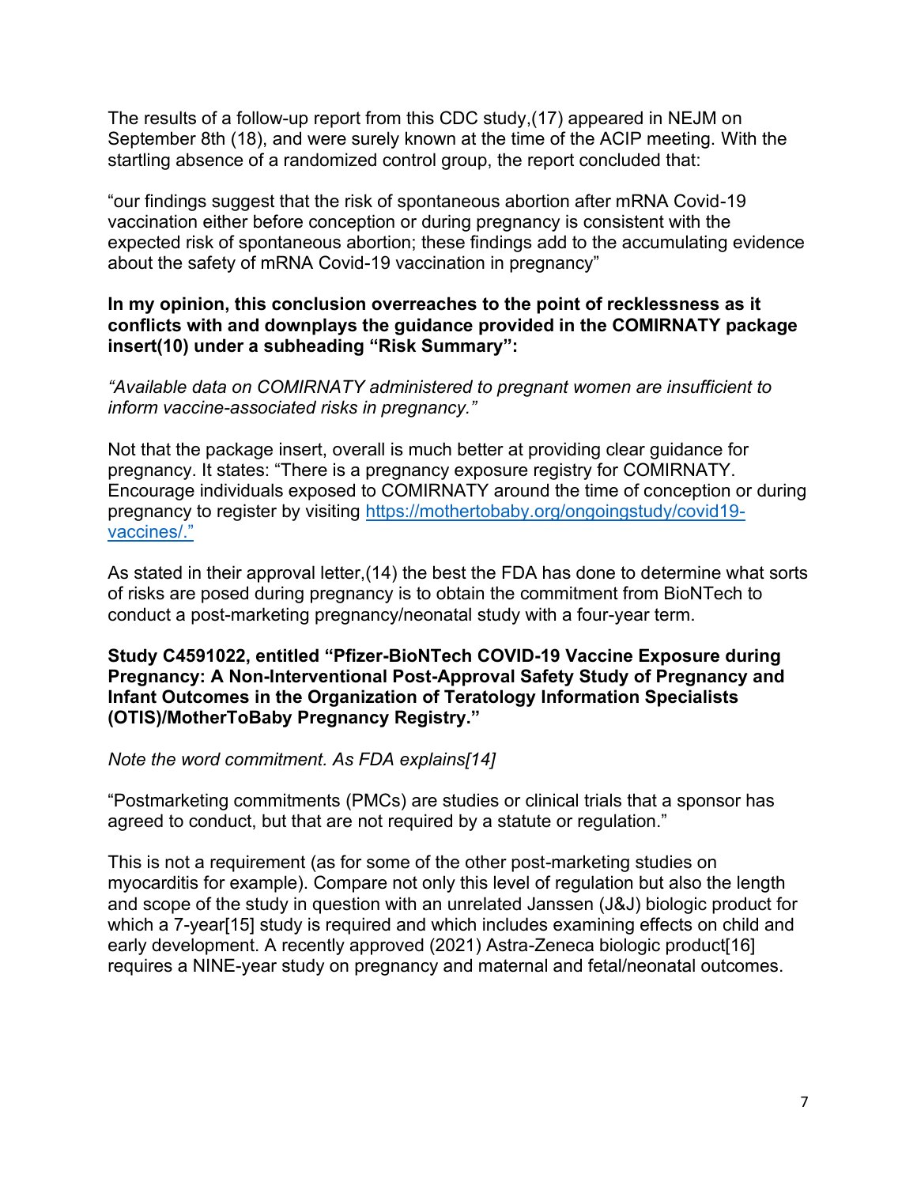The results of a follow-up report from this CDC study,(17) appeared in NEJM on September 8th (18), and were surely known at the time of the ACIP meeting. With the startling absence of a randomized control group, the report concluded that:

"our findings suggest that the risk of spontaneous abortion after mRNA Covid-19 vaccination either before conception or during pregnancy is consistent with the expected risk of spontaneous abortion; these findings add to the accumulating evidence about the safety of mRNA Covid-19 vaccination in pregnancy"

**In my opinion, this conclusion overreaches to the point of recklessness as it conflicts with and downplays the guidance provided in the COMIRNATY package insert(10) under a subheading "Risk Summary":**

*"Available data on COMIRNATY administered to pregnant women are insufficient to inform vaccine-associated risks in pregnancy."*

Not that the package insert, overall is much better at providing clear guidance for pregnancy. It states: "There is a pregnancy exposure registry for COMIRNATY. Encourage individuals exposed to COMIRNATY around the time of conception or during pregnancy to register by visiting [https://mothertobaby.org/ongoingstudy/covid19-vaccines/."](https://mothertobaby.org/ongoingstudy/covid19-vaccines/)

As stated in their approval letter,(14) the best the FDA has done to determine what sorts of risks are posed during pregnancy is to obtain the commitment from BioNTech to conduct a post-marketing pregnancy/neonatal study with a four-year term.

**Study C4591022, entitled "Pfizer-BioNTech COVID-19 Vaccine Exposure during Pregnancy: A Non-Interventional Post-Approval Safety Study of Pregnancy and Infant Outcomes in the Organization of Teratology Information Specialists (OTIS)/MotherToBaby Pregnancy Registry."**

*Note the word commitment. As FDA explains[14]*

"Postmarketing commitments (PMCs) are studies or clinical trials that a sponsor has agreed to conduct, but that are not required by a statute or regulation."

This is not a requirement (as for some of the other post-marketing studies on myocarditis for example). Compare not only this level of regulation but also the length and scope of the study in question with an unrelated Janssen (J&J) biologic product for which a 7-year[15] study is required and which includes examining effects on child and early development. A recently approved (2021) Astra-Zeneca biologic product[16] requires a NINE-year study on pregnancy and maternal and fetal/neonatal outcomes.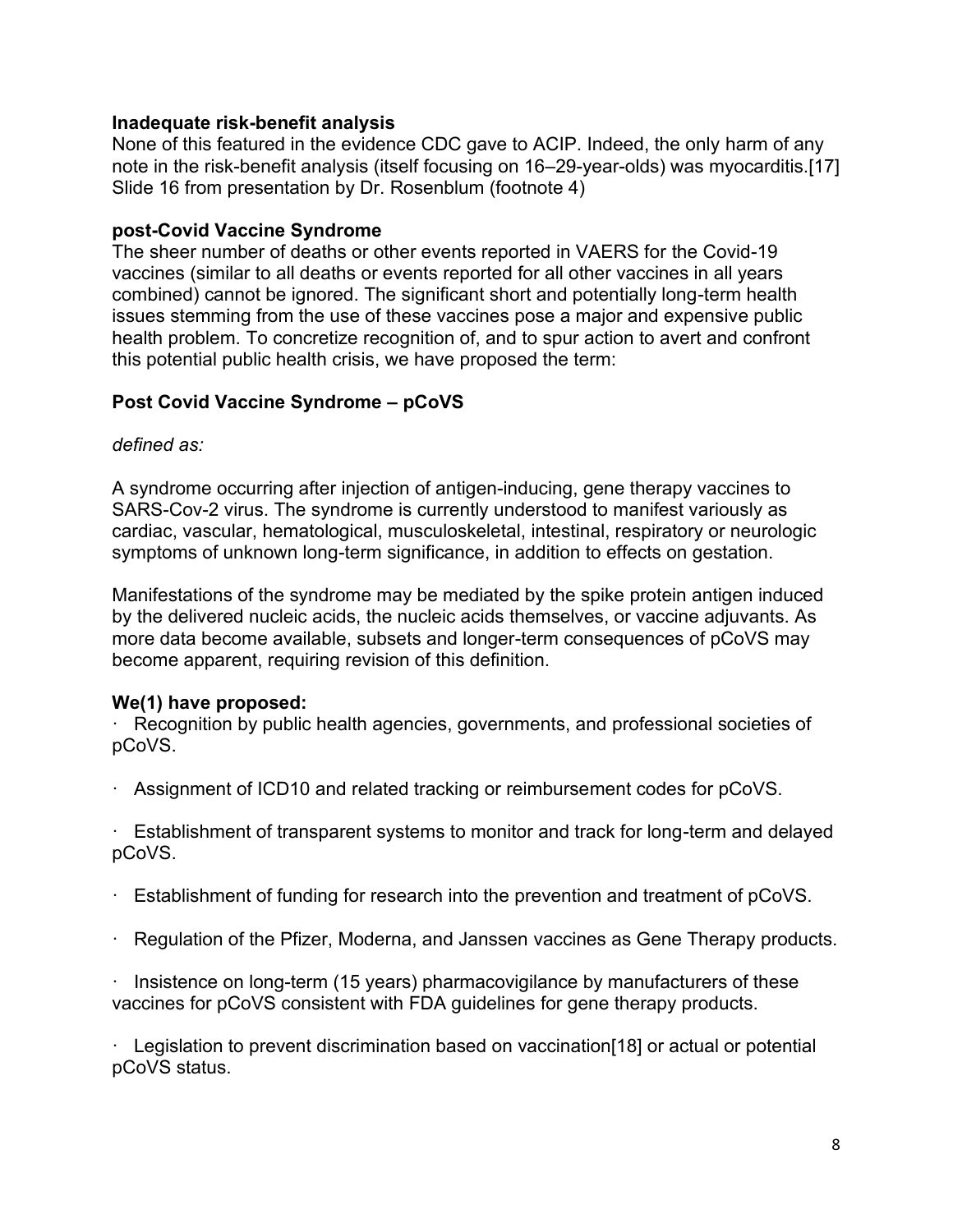**Inadequate risk-benefit analysis**

None of this featured in the evidence CDC gave to ACIP. Indeed, the only harm of any note in the risk-benefit analysis (itself focusing on 16–29-year-olds) was myocarditis.[17] Slide 16 from presentation by Dr. Rosenblum (footnote 4)

**post-Covid Vaccine Syndrome**

The sheer number of deaths or other events reported in VAERS for the Covid-19 vaccines (similar to all deaths or events reported for all other vaccines in all years combined) cannot be ignored. The significant short and potentially long-term health issues stemming from the use of these vaccines pose a major and expensive public health problem. To concretize recognition of, and to spur action to avert and confront this potential public health crisis, we have proposed the term:

**Post Covid Vaccine Syndrome – pCoVS**

*defined as:*

A syndrome occurring after injection of antigen-inducing, gene therapy vaccines to SARS-Cov-2 virus. The syndrome is currently understood to manifest variously as cardiac, vascular, hematological, musculoskeletal, intestinal, respiratory or neurologic symptoms of unknown long-term significance, in addition to effects on gestation.

Manifestations of the syndrome may be mediated by the spike protein antigen induced by the delivered nucleic acids, the nucleic acids themselves, or vaccine adjuvants. As more data become available, subsets and longer-term consequences of pCoVS may become apparent, requiring revision of this definition.

**We(1) have proposed:**

- Recognition by public health agencies, governments, and professional societies of pCoVS.
- Assignment of ICD10 and related tracking or reimbursement codes for pCoVS.
- Establishment of transparent systems to monitor and track for long-term and delayed pCoVS.
- Establishment of funding for research into the prevention and treatment of pCoVS.
- Regulation of the Pfizer, Moderna, and Janssen vaccines as Gene Therapy products.
- Insistence on long-term (15 years) pharmacovigilance by manufacturers of these vaccines for pCoVS consistent with FDA guidelines for gene therapy products.
- Legislation to prevent discrimination based on vaccination[18] or actual or potential pCoVS status.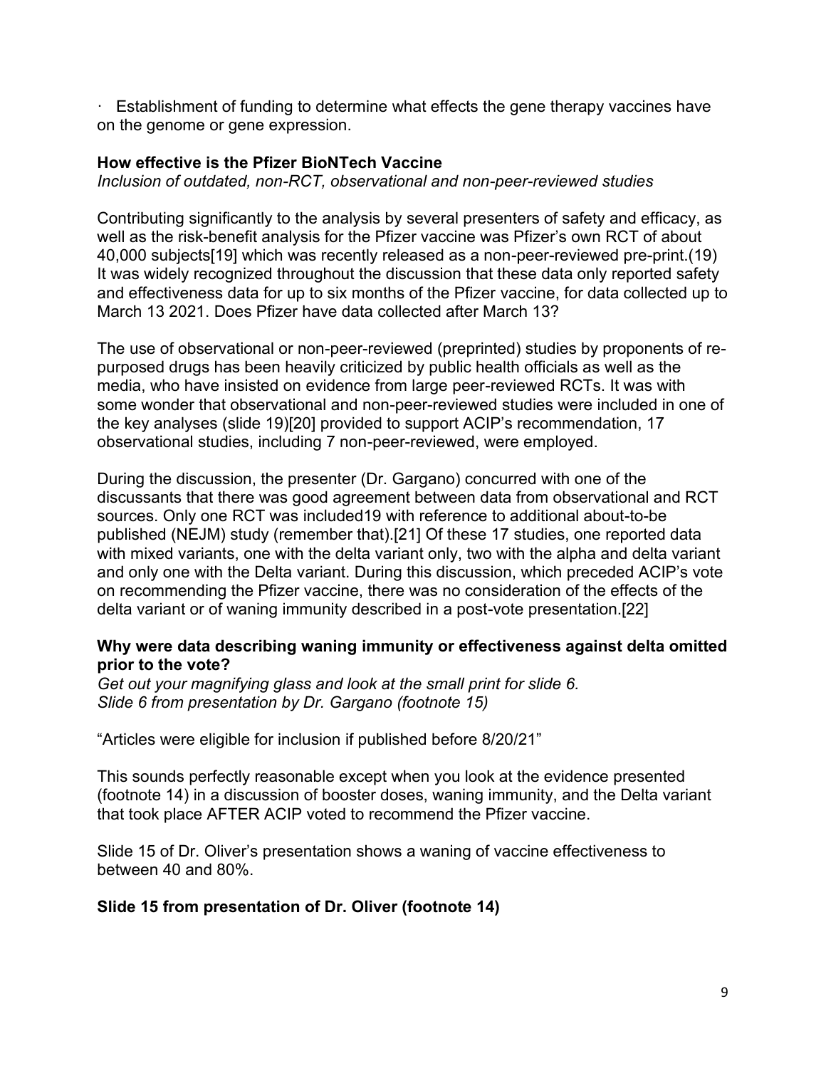· Establishment of funding to determine what effects the gene therapy vaccines have on the genome or gene expression.

**How effective is the Pfizer BioNTech Vaccine**

*Inclusion of outdated, non-RCT, observational and non-peer-reviewed studies*

Contributing significantly to the analysis by several presenters of safety and efficacy, as well as the risk-benefit analysis for the Pfizer vaccine was Pfizer's own RCT of about 40,000 subjects[19] which was recently released as a non-peer-reviewed pre-print.(19) It was widely recognized throughout the discussion that these data only reported safety and effectiveness data for up to six months of the Pfizer vaccine, for data collected up to March 13 2021. Does Pfizer have data collected after March 13?

The use of observational or non-peer-reviewed (preprinted) studies by proponents of re-purposed drugs has been heavily criticized by public health officials as well as the media, who have insisted on evidence from large peer-reviewed RCTs. It was with some wonder that observational and non-peer-reviewed studies were included in one of the key analyses (slide 19)[20] provided to support ACIP's recommendation, 17 observational studies, including 7 non-peer-reviewed, were employed.

During the discussion, the presenter (Dr. Gargano) concurred with one of the discussants that there was good agreement between data from observational and RCT sources. Only one RCT was included19 with reference to additional about-to-be published (NEJM) study (remember that).[21] Of these 17 studies, one reported data with mixed variants, one with the delta variant only, two with the alpha and delta variant and only one with the Delta variant. During this discussion, which preceded ACIP's vote on recommending the Pfizer vaccine, there was no consideration of the effects of the delta variant or of waning immunity described in a post-vote presentation.[22]

**Why were data describing waning immunity or effectiveness against delta omitted prior to the vote?**

*Get out your magnifying glass and look at the small print for slide 6.*
*Slide 6 from presentation by Dr. Gargano (footnote 15)*

"Articles were eligible for inclusion if published before 8/20/21"

This sounds perfectly reasonable except when you look at the evidence presented (footnote 14) in a discussion of booster doses, waning immunity, and the Delta variant that took place AFTER ACIP voted to recommend the Pfizer vaccine.

Slide 15 of Dr. Oliver's presentation shows a waning of vaccine effectiveness to between 40 and 80%.

**Slide 15 from presentation of Dr. Oliver (footnote 14)**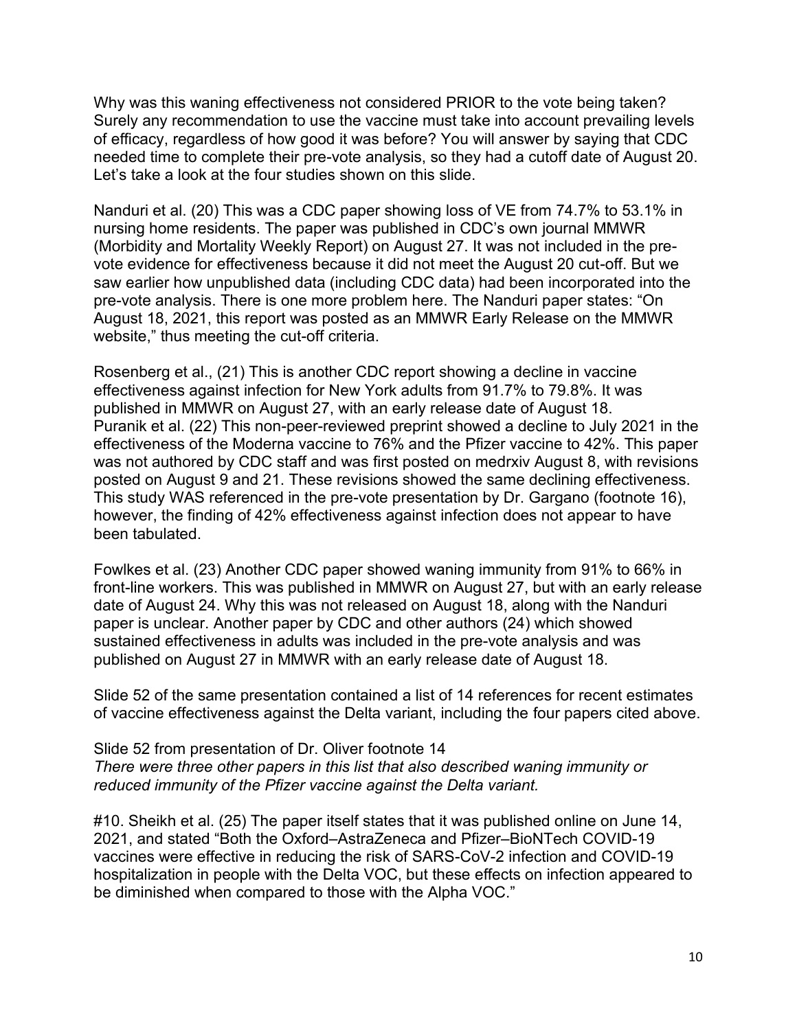Why was this waning effectiveness not considered PRIOR to the vote being taken? Surely any recommendation to use the vaccine must take into account prevailing levels of efficacy, regardless of how good it was before? You will answer by saying that CDC needed time to complete their pre-vote analysis, so they had a cutoff date of August 20. Let's take a look at the four studies shown on this slide.

Nanduri et al. (20) This was a CDC paper showing loss of VE from 74.7% to 53.1% in nursing home residents. The paper was published in CDC's own journal MMWR (Morbidity and Mortality Weekly Report) on August 27. It was not included in the pre-vote evidence for effectiveness because it did not meet the August 20 cut-off. But we saw earlier how unpublished data (including CDC data) had been incorporated into the pre-vote analysis. There is one more problem here. The Nanduri paper states: "On August 18, 2021, this report was posted as an MMWR Early Release on the MMWR website," thus meeting the cut-off criteria.

Rosenberg et al., (21) This is another CDC report showing a decline in vaccine effectiveness against infection for New York adults from 91.7% to 79.8%. It was published in MMWR on August 27, with an early release date of August 18.
Puranik et al. (22) This non-peer-reviewed preprint showed a decline to July 2021 in the effectiveness of the Moderna vaccine to 76% and the Pfizer vaccine to 42%. This paper was not authored by CDC staff and was first posted on medrxiv August 8, with revisions posted on August 9 and 21. These revisions showed the same declining effectiveness. This study WAS referenced in the pre-vote presentation by Dr. Gargano (footnote 16), however, the finding of 42% effectiveness against infection does not appear to have been tabulated.

Fowlkes et al. (23) Another CDC paper showed waning immunity from 91% to 66% in front-line workers. This was published in MMWR on August 27, but with an early release date of August 24. Why this was not released on August 18, along with the Nanduri paper is unclear. Another paper by CDC and other authors (24) which showed sustained effectiveness in adults was included in the pre-vote analysis and was published on August 27 in MMWR with an early release date of August 18.

Slide 52 of the same presentation contained a list of 14 references for recent estimates of vaccine effectiveness against the Delta variant, including the four papers cited above.

Slide 52 from presentation of Dr. Oliver footnote 14
*There were three other papers in this list that also described waning immunity or reduced immunity of the Pfizer vaccine against the Delta variant.*

#10. Sheikh et al. (25) The paper itself states that it was published online on June 14, 2021, and stated "Both the Oxford–AstraZeneca and Pfizer–BioNTech COVID-19 vaccines were effective in reducing the risk of SARS-CoV-2 infection and COVID-19 hospitalization in people with the Delta VOC, but these effects on infection appeared to be diminished when compared to those with the Alpha VOC."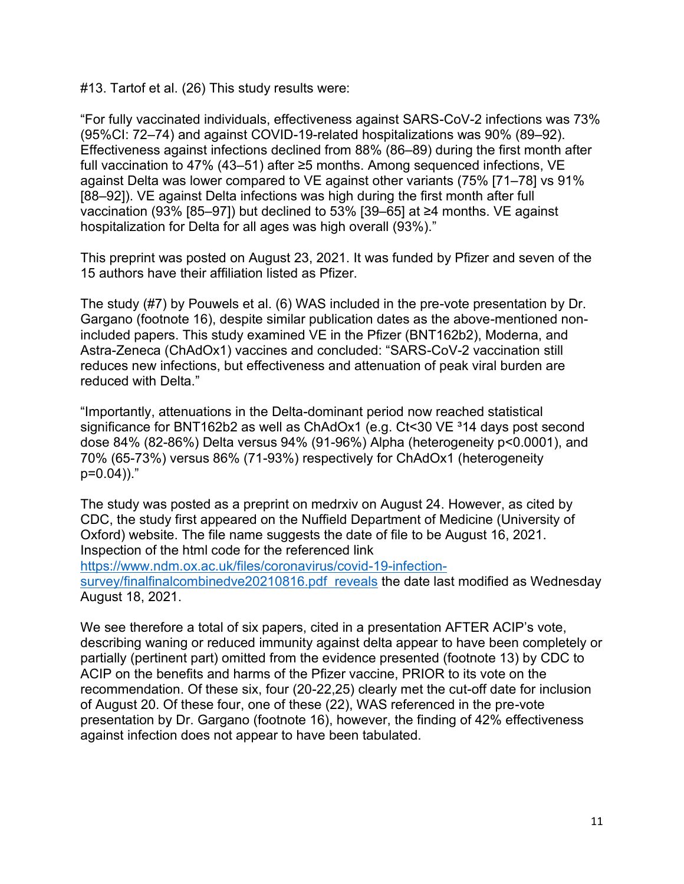#13. Tartof et al. (26) This study results were:

"For fully vaccinated individuals, effectiveness against SARS-CoV-2 infections was 73% (95%CI: 72–74) and against COVID-19-related hospitalizations was 90% (89–92). Effectiveness against infections declined from 88% (86–89) during the first month after full vaccination to 47% (43–51) after ≥5 months. Among sequenced infections, VE against Delta was lower compared to VE against other variants (75% [71–78] vs 91% [88–92]). VE against Delta infections was high during the first month after full vaccination (93% [85–97]) but declined to 53% [39–65] at ≥4 months. VE against hospitalization for Delta for all ages was high overall (93%)."

This preprint was posted on August 23, 2021. It was funded by Pfizer and seven of the 15 authors have their affiliation listed as Pfizer.

The study (#7) by Pouwels et al. (6) WAS included in the pre-vote presentation by Dr. Gargano (footnote 16), despite similar publication dates as the above-mentioned non-included papers. This study examined VE in the Pfizer (BNT162b2), Moderna, and Astra-Zeneca (ChAdOx1) vaccines and concluded: "SARS-CoV-2 vaccination still reduces new infections, but effectiveness and attenuation of peak viral burden are reduced with Delta."

"Importantly, attenuations in the Delta-dominant period now reached statistical significance for BNT162b2 as well as ChAdOx1 (e.g. Ct<30 VE ³14 days post second dose 84% (82-86%) Delta versus 94% (91-96%) Alpha (heterogeneity p<0.0001), and 70% (65-73%) versus 86% (71-93%) respectively for ChAdOx1 (heterogeneity p=0.04))."

The study was posted as a preprint on medrxiv on August 24. However, as cited by CDC, the study first appeared on the Nuffield Department of Medicine (University of Oxford) website. The file name suggests the date of file to be August 16, 2021. Inspection of the html code for the referenced link [https://www.ndm.ox.ac.uk/files/coronavirus/covid-19-infection-survey/finalfinalcombinedve20210816.pdf reveals](https://www.ndm.ox.ac.uk/files/coronavirus/covid-19-infection-survey/finalfinalcombinedve20210816.pdf) the date last modified as Wednesday August 18, 2021.

We see therefore a total of six papers, cited in a presentation AFTER ACIP's vote, describing waning or reduced immunity against delta appear to have been completely or partially (pertinent part) omitted from the evidence presented (footnote 13) by CDC to ACIP on the benefits and harms of the Pfizer vaccine, PRIOR to its vote on the recommendation. Of these six, four (20-22,25) clearly met the cut-off date for inclusion of August 20. Of these four, one of these (22), WAS referenced in the pre-vote presentation by Dr. Gargano (footnote 16), however, the finding of 42% effectiveness against infection does not appear to have been tabulated.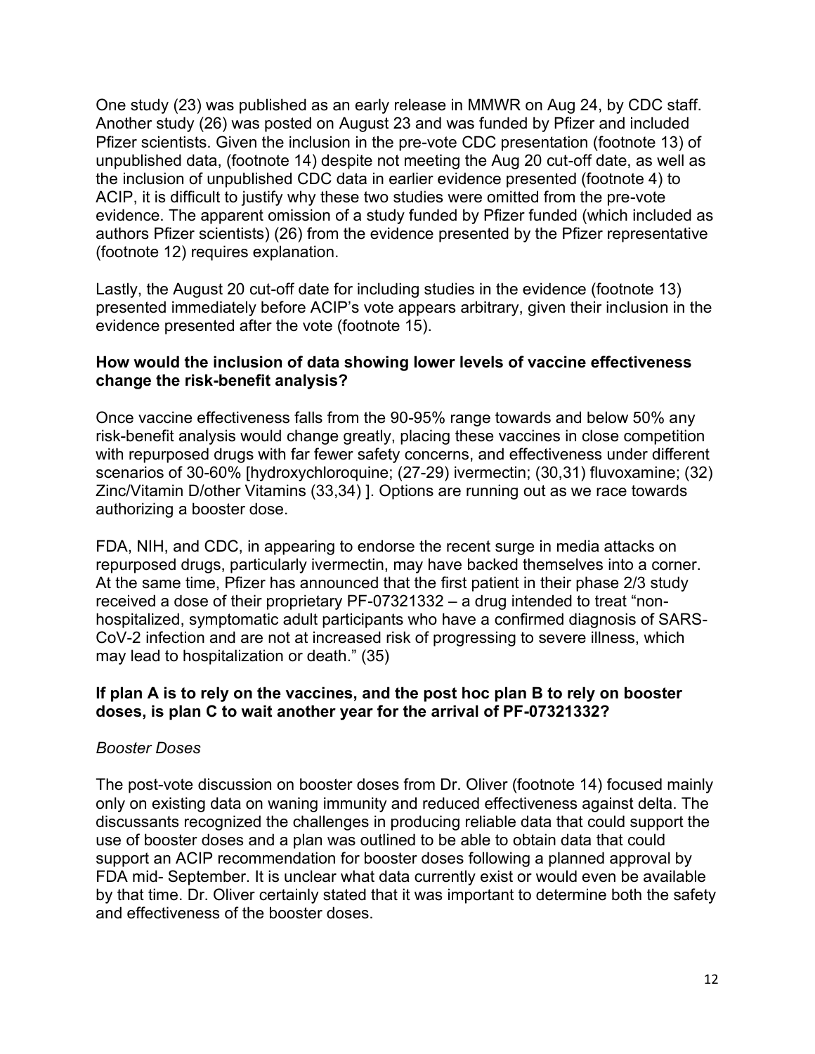One study (23) was published as an early release in MMWR on Aug 24, by CDC staff. Another study (26) was posted on August 23 and was funded by Pfizer and included Pfizer scientists. Given the inclusion in the pre-vote CDC presentation (footnote 13) of unpublished data, (footnote 14) despite not meeting the Aug 20 cut-off date, as well as the inclusion of unpublished CDC data in earlier evidence presented (footnote 4) to ACIP, it is difficult to justify why these two studies were omitted from the pre-vote evidence. The apparent omission of a study funded by Pfizer funded (which included as authors Pfizer scientists) (26) from the evidence presented by the Pfizer representative (footnote 12) requires explanation.

Lastly, the August 20 cut-off date for including studies in the evidence (footnote 13) presented immediately before ACIP's vote appears arbitrary, given their inclusion in the evidence presented after the vote (footnote 15).

**How would the inclusion of data showing lower levels of vaccine effectiveness change the risk-benefit analysis?**

Once vaccine effectiveness falls from the 90-95% range towards and below 50% any risk-benefit analysis would change greatly, placing these vaccines in close competition with repurposed drugs with far fewer safety concerns, and effectiveness under different scenarios of 30-60% [hydroxychloroquine; (27-29) ivermectin; (30,31) fluvoxamine; (32) Zinc/Vitamin D/other Vitamins (33,34) ]. Options are running out as we race towards authorizing a booster dose.

FDA, NIH, and CDC, in appearing to endorse the recent surge in media attacks on repurposed drugs, particularly ivermectin, may have backed themselves into a corner. At the same time, Pfizer has announced that the first patient in their phase 2/3 study received a dose of their proprietary PF-07321332 – a drug intended to treat "non-hospitalized, symptomatic adult participants who have a confirmed diagnosis of SARS-CoV-2 infection and are not at increased risk of progressing to severe illness, which may lead to hospitalization or death." (35)

**If plan A is to rely on the vaccines, and the post hoc plan B to rely on booster doses, is plan C to wait another year for the arrival of PF-07321332?**

*Booster Doses*

The post-vote discussion on booster doses from Dr. Oliver (footnote 14) focused mainly only on existing data on waning immunity and reduced effectiveness against delta. The discussants recognized the challenges in producing reliable data that could support the use of booster doses and a plan was outlined to be able to obtain data that could support an ACIP recommendation for booster doses following a planned approval by FDA mid- September. It is unclear what data currently exist or would even be available by that time. Dr. Oliver certainly stated that it was important to determine both the safety and effectiveness of the booster doses.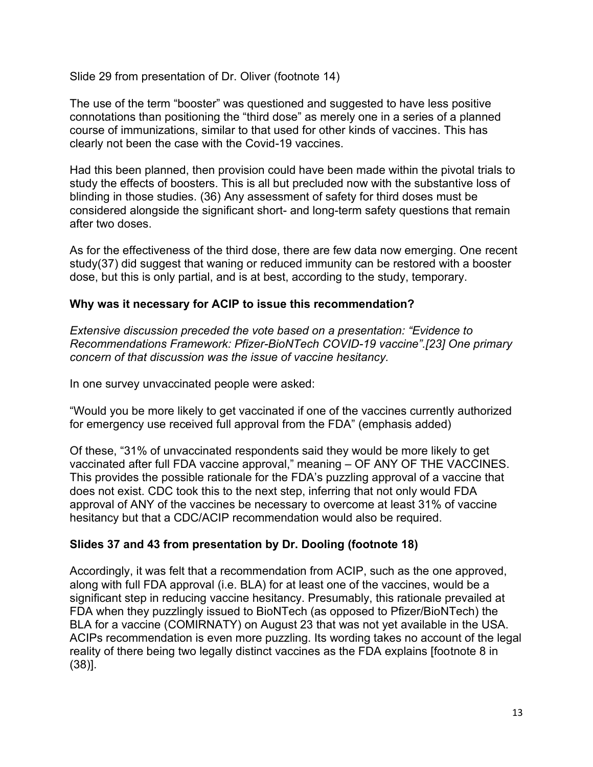Slide 29 from presentation of Dr. Oliver (footnote 14)

The use of the term "booster" was questioned and suggested to have less positive connotations than positioning the "third dose" as merely one in a series of a planned course of immunizations, similar to that used for other kinds of vaccines. This has clearly not been the case with the Covid-19 vaccines.

Had this been planned, then provision could have been made within the pivotal trials to study the effects of boosters. This is all but precluded now with the substantive loss of blinding in those studies. (36) Any assessment of safety for third doses must be considered alongside the significant short- and long-term safety questions that remain after two doses.

As for the effectiveness of the third dose, there are few data now emerging. One recent study(37) did suggest that waning or reduced immunity can be restored with a booster dose, but this is only partial, and is at best, according to the study, temporary.

### Why was it necessary for ACIP to issue this recommendation?

*Extensive discussion preceded the vote based on a presentation: "Evidence to Recommendations Framework: Pfizer-BioNTech COVID-19 vaccine".[23] One primary concern of that discussion was the issue of vaccine hesitancy.*

In one survey unvaccinated people were asked:

"Would you be more likely to get vaccinated if one of the vaccines currently authorized for emergency use received full approval from the FDA" (emphasis added)

Of these, "31% of unvaccinated respondents said they would be more likely to get vaccinated after full FDA vaccine approval," meaning – OF ANY OF THE VACCINES. This provides the possible rationale for the FDA's puzzling approval of a vaccine that does not exist. CDC took this to the next step, inferring that not only would FDA approval of ANY of the vaccines be necessary to overcome at least 31% of vaccine hesitancy but that a CDC/ACIP recommendation would also be required.

### Slides 37 and 43 from presentation by Dr. Dooling (footnote 18)

Accordingly, it was felt that a recommendation from ACIP, such as the one approved, along with full FDA approval (i.e. BLA) for at least one of the vaccines, would be a significant step in reducing vaccine hesitancy. Presumably, this rationale prevailed at FDA when they puzzlingly issued to BioNTech (as opposed to Pfizer/BioNTech) the BLA for a vaccine (COMIRNATY) on August 23 that was not yet available in the USA. ACIPs recommendation is even more puzzling. Its wording takes no account of the legal reality of there being two legally distinct vaccines as the FDA explains [footnote 8 in (38)].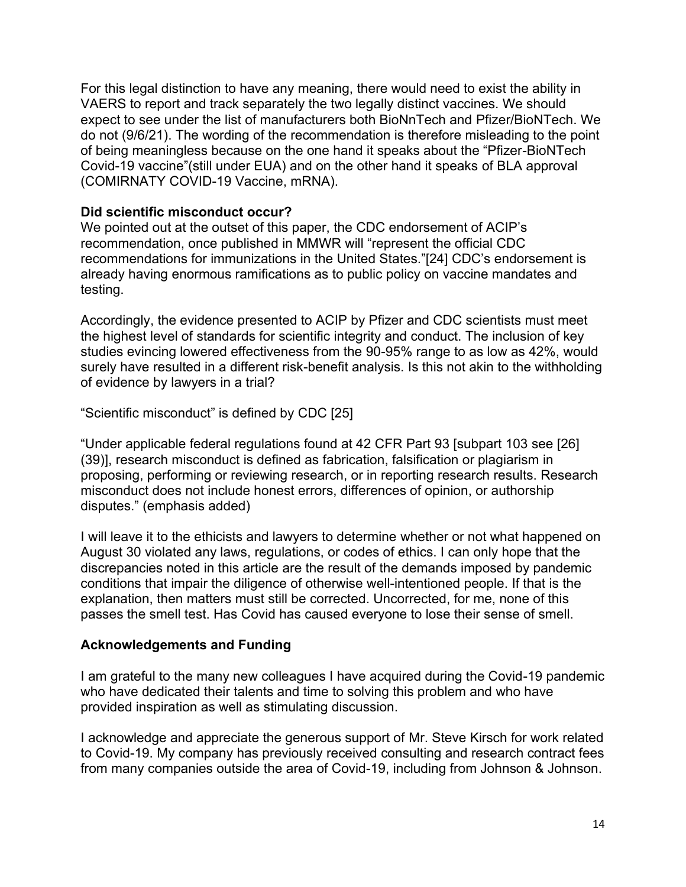For this legal distinction to have any meaning, there would need to exist the ability in VAERS to report and track separately the two legally distinct vaccines. We should expect to see under the list of manufacturers both BioNnTech and Pfizer/BioNTech. We do not (9/6/21). The wording of the recommendation is therefore misleading to the point of being meaningless because on the one hand it speaks about the "Pfizer-BioNTech Covid-19 vaccine"(still under EUA) and on the other hand it speaks of BLA approval (COMIRNATY COVID-19 Vaccine, mRNA).

### Did scientific misconduct occur?

We pointed out at the outset of this paper, the CDC endorsement of ACIP's recommendation, once published in MMWR will "represent the official CDC recommendations for immunizations in the United States."[24] CDC's endorsement is already having enormous ramifications as to public policy on vaccine mandates and testing.

Accordingly, the evidence presented to ACIP by Pfizer and CDC scientists must meet the highest level of standards for scientific integrity and conduct. The inclusion of key studies evincing lowered effectiveness from the 90-95% range to as low as 42%, would surely have resulted in a different risk-benefit analysis. Is this not akin to the withholding of evidence by lawyers in a trial?

"Scientific misconduct" is defined by CDC [25]

"Under applicable federal regulations found at 42 CFR Part 93 [subpart 103 see [26] (39)], research misconduct is defined as fabrication, falsification or plagiarism in proposing, performing or reviewing research, or in reporting research results. Research misconduct does not include honest errors, differences of opinion, or authorship disputes." (emphasis added)

I will leave it to the ethicists and lawyers to determine whether or not what happened on August 30 violated any laws, regulations, or codes of ethics. I can only hope that the discrepancies noted in this article are the result of the demands imposed by pandemic conditions that impair the diligence of otherwise well-intentioned people. If that is the explanation, then matters must still be corrected. Uncorrected, for me, none of this passes the smell test. Has Covid has caused everyone to lose their sense of smell.

### Acknowledgements and Funding

I am grateful to the many new colleagues I have acquired during the Covid-19 pandemic who have dedicated their talents and time to solving this problem and who have provided inspiration as well as stimulating discussion.

I acknowledge and appreciate the generous support of Mr. Steve Kirsch for work related to Covid-19. My company has previously received consulting and research contract fees from many companies outside the area of Covid-19, including from Johnson & Johnson.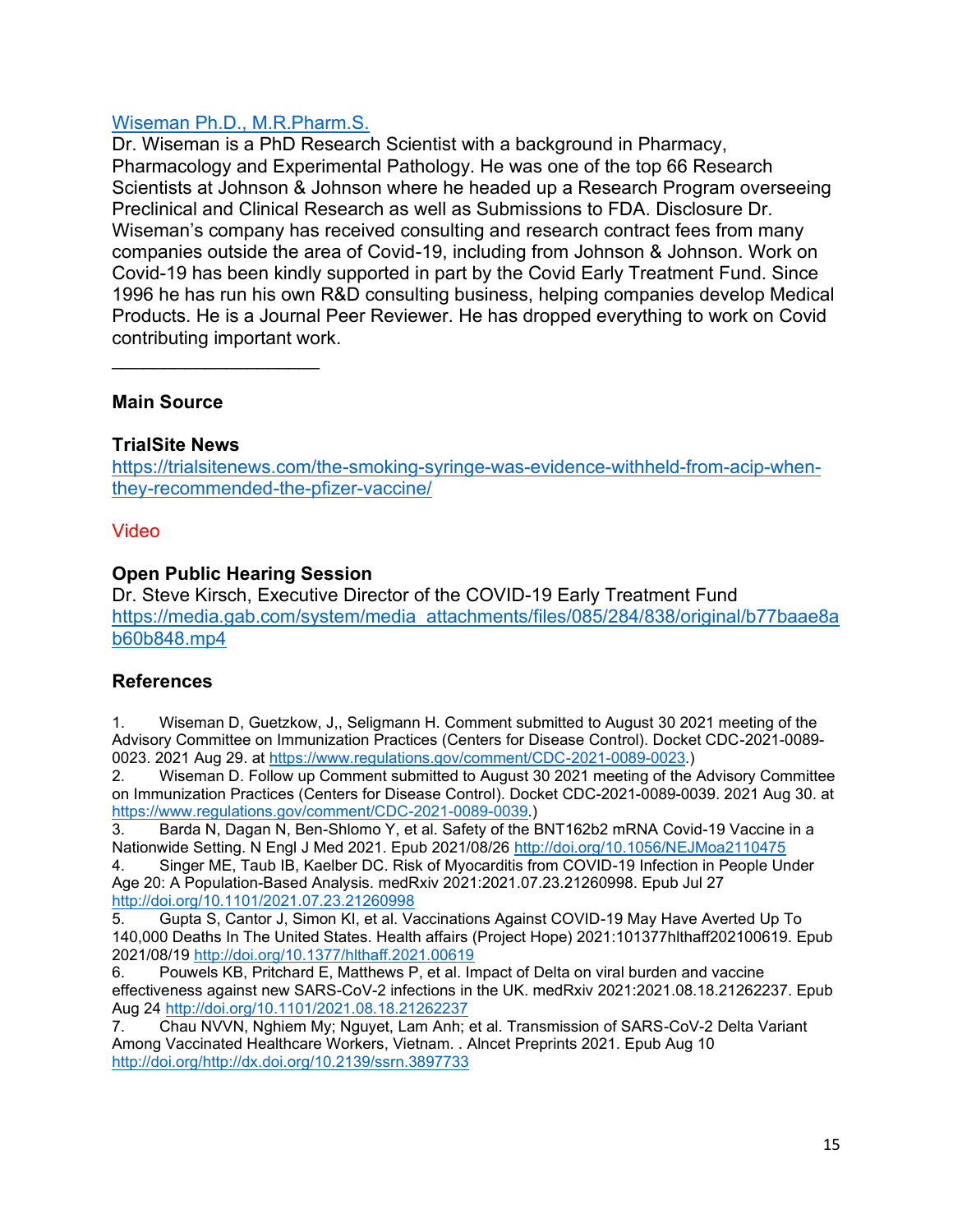[Wiseman Ph.D., M.R.Pharm.S.](#)

Dr. Wiseman is a PhD Research Scientist with a background in Pharmacy, Pharmacology and Experimental Pathology. He was one of the top 66 Research Scientists at Johnson & Johnson where he headed up a Research Program overseeing Preclinical and Clinical Research as well as Submissions to FDA. Disclosure Dr. Wiseman's company has received consulting and research contract fees from many companies outside the area of Covid-19, including from Johnson & Johnson. Work on Covid-19 has been kindly supported in part by the Covid Early Treatment Fund. Since 1996 he has run his own R&D consulting business, helping companies develop Medical Products. He is a Journal Peer Reviewer. He has dropped everything to work on Covid contributing important work.

\_\_\_\_\_\_\_\_\_\_\_\_\_\_\_\_\_\_\_\_

**Main Source**

**TrialSite News**

https://trialsitenews.com/the-smoking-syringe-was-evidence-withheld-from-acip-when-they-recommended-the-pfizer-vaccine/

Video

**Open Public Hearing Session**

Dr. Steve Kirsch, Executive Director of the COVID-19 Early Treatment Fund
https://media.gab.com/system/media_attachments/files/085/284/838/original/b77baae8ab60b848.mp4

**References**

1. Wiseman D, Guetzkow, J,, Seligmann H. Comment submitted to August 30 2021 meeting of the Advisory Committee on Immunization Practices (Centers for Disease Control). Docket CDC-2021-0089-0023. 2021 Aug 29. at https://www.regulations.gov/comment/CDC-2021-0089-0023.)
2. Wiseman D. Follow up Comment submitted to August 30 2021 meeting of the Advisory Committee on Immunization Practices (Centers for Disease Control). Docket CDC-2021-0089-0039. 2021 Aug 30. at https://www.regulations.gov/comment/CDC-2021-0089-0039.)
3. Barda N, Dagan N, Ben-Shlomo Y, et al. Safety of the BNT162b2 mRNA Covid-19 Vaccine in a Nationwide Setting. N Engl J Med 2021. Epub 2021/08/26 http://doi.org/10.1056/NEJMoa2110475
4. Singer ME, Taub IB, Kaelber DC. Risk of Myocarditis from COVID-19 Infection in People Under Age 20: A Population-Based Analysis. medRxiv 2021:2021.07.23.21260998. Epub Jul 27 http://doi.org/10.1101/2021.07.23.21260998
5. Gupta S, Cantor J, Simon KI, et al. Vaccinations Against COVID-19 May Have Averted Up To 140,000 Deaths In The United States. Health affairs (Project Hope) 2021:101377hlthaff202100619. Epub 2021/08/19 http://doi.org/10.1377/hlthaff.2021.00619
6. Pouwels KB, Pritchard E, Matthews P, et al. Impact of Delta on viral burden and vaccine effectiveness against new SARS-CoV-2 infections in the UK. medRxiv 2021:2021.08.18.21262237. Epub Aug 24 http://doi.org/10.1101/2021.08.18.21262237
7. Chau NVVN, Nghiem My; Nguyet, Lam Anh; et al. Transmission of SARS-CoV-2 Delta Variant Among Vaccinated Healthcare Workers, Vietnam. . Alncet Preprints 2021. Epub Aug 10 http://doi.org/http://dx.doi.org/10.2139/ssrn.3897733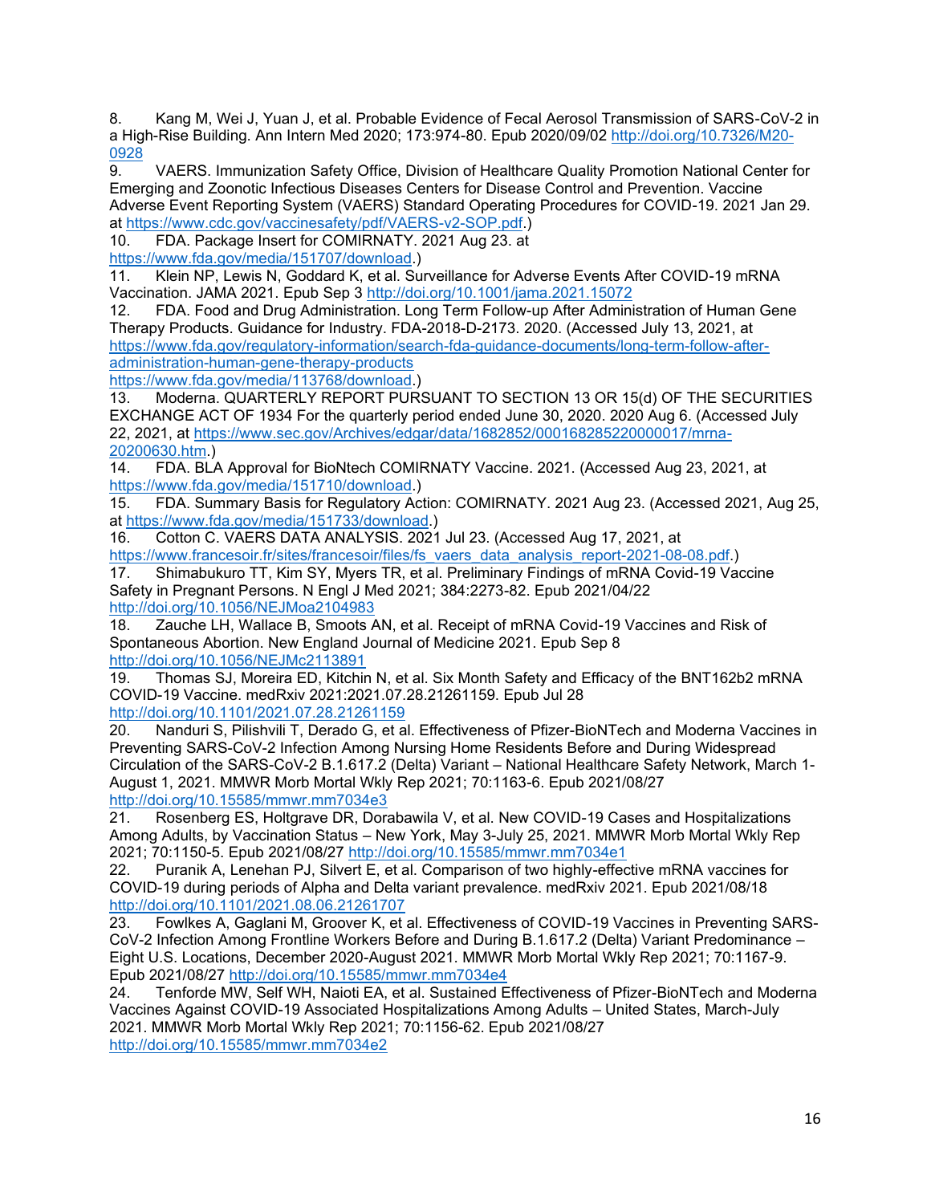8. Kang M, Wei J, Yuan J, et al. Probable Evidence of Fecal Aerosol Transmission of SARS-CoV-2 in a High-Rise Building. Ann Intern Med 2020; 173:974-80. Epub 2020/09/02 http://doi.org/10.7326/M20-0928

9. VAERS. Immunization Safety Office, Division of Healthcare Quality Promotion National Center for Emerging and Zoonotic Infectious Diseases Centers for Disease Control and Prevention. Vaccine Adverse Event Reporting System (VAERS) Standard Operating Procedures for COVID-19. 2021 Jan 29. at https://www.cdc.gov/vaccinesafety/pdf/VAERS-v2-SOP.pdf.)

10. FDA. Package Insert for COMIRNATY. 2021 Aug 23. at https://www.fda.gov/media/151707/download.)

11. Klein NP, Lewis N, Goddard K, et al. Surveillance for Adverse Events After COVID-19 mRNA Vaccination. JAMA 2021. Epub Sep 3 http://doi.org/10.1001/jama.2021.15072

12. FDA. Food and Drug Administration. Long Term Follow-up After Administration of Human Gene Therapy Products. Guidance for Industry. FDA-2018-D-2173. 2020. (Accessed July 13, 2021, at https://www.fda.gov/regulatory-information/search-fda-guidance-documents/long-term-follow-after-administration-human-gene-therapy-products https://www.fda.gov/media/113768/download.)

13. Moderna. QUARTERLY REPORT PURSUANT TO SECTION 13 OR 15(d) OF THE SECURITIES EXCHANGE ACT OF 1934 For the quarterly period ended June 30, 2020. 2020 Aug 6. (Accessed July 22, 2021, at https://www.sec.gov/Archives/edgar/data/1682852/000168285220000017/mrna-20200630.htm.)

14. FDA. BLA Approval for BioNtech COMIRNATY Vaccine. 2021. (Accessed Aug 23, 2021, at https://www.fda.gov/media/151710/download.)

15. FDA. Summary Basis for Regulatory Action: COMIRNATY. 2021 Aug 23. (Accessed 2021, Aug 25, at https://www.fda.gov/media/151733/download.)

16. Cotton C. VAERS DATA ANALYSIS. 2021 Jul 23. (Accessed Aug 17, 2021, at https://www.francesoir.fr/sites/francesoir/files/fs_vaers_data_analysis_report-2021-08-08.pdf.)

17. Shimabukuro TT, Kim SY, Myers TR, et al. Preliminary Findings of mRNA Covid-19 Vaccine Safety in Pregnant Persons. N Engl J Med 2021; 384:2273-82. Epub 2021/04/22 http://doi.org/10.1056/NEJMoa2104983

18. Zauche LH, Wallace B, Smoots AN, et al. Receipt of mRNA Covid-19 Vaccines and Risk of Spontaneous Abortion. New England Journal of Medicine 2021. Epub Sep 8 http://doi.org/10.1056/NEJMc2113891

19. Thomas SJ, Moreira ED, Kitchin N, et al. Six Month Safety and Efficacy of the BNT162b2 mRNA COVID-19 Vaccine. medRxiv 2021:2021.07.28.21261159. Epub Jul 28 http://doi.org/10.1101/2021.07.28.21261159

20. Nanduri S, Pilishvili T, Derado G, et al. Effectiveness of Pfizer-BioNTech and Moderna Vaccines in Preventing SARS-CoV-2 Infection Among Nursing Home Residents Before and During Widespread Circulation of the SARS-CoV-2 B.1.617.2 (Delta) Variant – National Healthcare Safety Network, March 1-August 1, 2021. MMWR Morb Mortal Wkly Rep 2021; 70:1163-6. Epub 2021/08/27 http://doi.org/10.15585/mmwr.mm7034e3

21. Rosenberg ES, Holtgrave DR, Dorabawila V, et al. New COVID-19 Cases and Hospitalizations Among Adults, by Vaccination Status – New York, May 3-July 25, 2021. MMWR Morb Mortal Wkly Rep 2021; 70:1150-5. Epub 2021/08/27 http://doi.org/10.15585/mmwr.mm7034e1

22. Puranik A, Lenehan PJ, Silvert E, et al. Comparison of two highly-effective mRNA vaccines for COVID-19 during periods of Alpha and Delta variant prevalence. medRxiv 2021. Epub 2021/08/18 http://doi.org/10.1101/2021.08.06.21261707

23. Fowlkes A, Gaglani M, Groover K, et al. Effectiveness of COVID-19 Vaccines in Preventing SARS-CoV-2 Infection Among Frontline Workers Before and During B.1.617.2 (Delta) Variant Predominance – Eight U.S. Locations, December 2020-August 2021. MMWR Morb Mortal Wkly Rep 2021; 70:1167-9. Epub 2021/08/27 http://doi.org/10.15585/mmwr.mm7034e4

24. Tenforde MW, Self WH, Naioti EA, et al. Sustained Effectiveness of Pfizer-BioNTech and Moderna Vaccines Against COVID-19 Associated Hospitalizations Among Adults – United States, March-July 2021. MMWR Morb Mortal Wkly Rep 2021; 70:1156-62. Epub 2021/08/27 http://doi.org/10.15585/mmwr.mm7034e2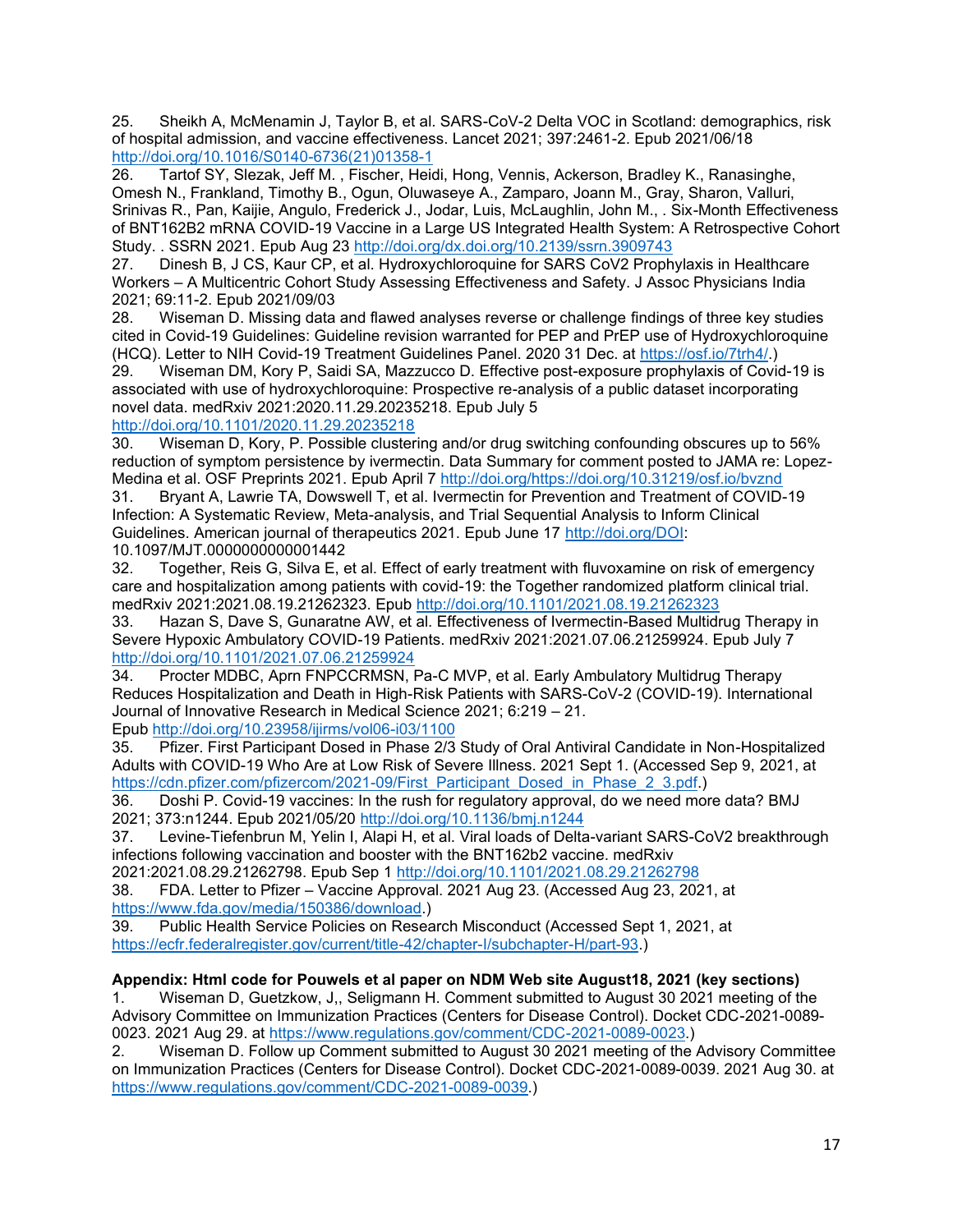25. Sheikh A, McMenamin J, Taylor B, et al. SARS-CoV-2 Delta VOC in Scotland: demographics, risk of hospital admission, and vaccine effectiveness. Lancet 2021; 397:2461-2. Epub 2021/06/18 http://doi.org/10.1016/S0140-6736(21)01358-1

26. Tartof SY, Slezak, Jeff M. , Fischer, Heidi, Hong, Vennis, Ackerson, Bradley K., Ranasinghe, Omesh N., Frankland, Timothy B., Ogun, Oluwaseye A., Zamparo, Joann M., Gray, Sharon, Valluri, Srinivas R., Pan, Kaijie, Angulo, Frederick J., Jodar, Luis, McLaughlin, John M., . Six-Month Effectiveness of BNT162B2 mRNA COVID-19 Vaccine in a Large US Integrated Health System: A Retrospective Cohort Study. . SSRN 2021. Epub Aug 23 http://doi.org/dx.doi.org/10.2139/ssrn.3909743

27. Dinesh B, J CS, Kaur CP, et al. Hydroxychloroquine for SARS CoV2 Prophylaxis in Healthcare Workers – A Multicentric Cohort Study Assessing Effectiveness and Safety. J Assoc Physicians India 2021; 69:11-2. Epub 2021/09/03

28. Wiseman D. Missing data and flawed analyses reverse or challenge findings of three key studies cited in Covid-19 Guidelines: Guideline revision warranted for PEP and PrEP use of Hydroxychloroquine (HCQ). Letter to NIH Covid-19 Treatment Guidelines Panel. 2020 31 Dec. at https://osf.io/7trh4/.)

29. Wiseman DM, Kory P, Saidi SA, Mazzucco D. Effective post-exposure prophylaxis of Covid-19 is associated with use of hydroxychloroquine: Prospective re-analysis of a public dataset incorporating novel data. medRxiv 2021:2020.11.29.20235218. Epub July 5 http://doi.org/10.1101/2020.11.29.20235218

30. Wiseman D, Kory, P. Possible clustering and/or drug switching confounding obscures up to 56% reduction of symptom persistence by ivermectin. Data Summary for comment posted to JAMA re: Lopez-Medina et al. OSF Preprints 2021. Epub April 7 http://doi.org/https://doi.org/10.31219/osf.io/bvznd

31. Bryant A, Lawrie TA, Dowswell T, et al. Ivermectin for Prevention and Treatment of COVID-19 Infection: A Systematic Review, Meta-analysis, and Trial Sequential Analysis to Inform Clinical Guidelines. American journal of therapeutics 2021. Epub June 17 http://doi.org/DOI: 10.1097/MJT.0000000000001442

32. Together, Reis G, Silva E, et al. Effect of early treatment with fluvoxamine on risk of emergency care and hospitalization among patients with covid-19: the Together randomized platform clinical trial. medRxiv 2021:2021.08.19.21262323. Epub http://doi.org/10.1101/2021.08.19.21262323

33. Hazan S, Dave S, Gunaratne AW, et al. Effectiveness of Ivermectin-Based Multidrug Therapy in Severe Hypoxic Ambulatory COVID-19 Patients. medRxiv 2021:2021.07.06.21259924. Epub July 7 http://doi.org/10.1101/2021.07.06.21259924

34. Procter MDBC, Aprn FNPCCRMSN, Pa-C MVP, et al. Early Ambulatory Multidrug Therapy Reduces Hospitalization and Death in High-Risk Patients with SARS-CoV-2 (COVID-19). International Journal of Innovative Research in Medical Science 2021; 6:219 – 21. Epub http://doi.org/10.23958/ijirms/vol06-i03/1100

35. Pfizer. First Participant Dosed in Phase 2/3 Study of Oral Antiviral Candidate in Non-Hospitalized Adults with COVID-19 Who Are at Low Risk of Severe Illness. 2021 Sept 1. (Accessed Sep 9, 2021, at https://cdn.pfizer.com/pfizercom/2021-09/First_Participant_Dosed_in_Phase_2_3.pdf.)

36. Doshi P. Covid-19 vaccines: In the rush for regulatory approval, do we need more data? BMJ 2021; 373:n1244. Epub 2021/05/20 http://doi.org/10.1136/bmj.n1244

37. Levine-Tiefenbrun M, Yelin I, Alapi H, et al. Viral loads of Delta-variant SARS-CoV2 breakthrough infections following vaccination and booster with the BNT162b2 vaccine. medRxiv 2021:2021.08.29.21262798. Epub Sep 1 http://doi.org/10.1101/2021.08.29.21262798

38. FDA. Letter to Pfizer – Vaccine Approval. 2021 Aug 23. (Accessed Aug 23, 2021, at https://www.fda.gov/media/150386/download.)

39. Public Health Service Policies on Research Misconduct (Accessed Sept 1, 2021, at https://ecfr.federalregister.gov/current/title-42/chapter-I/subchapter-H/part-93.)

**Appendix: Html code for Pouwels et al paper on NDM Web site August18, 2021 (key sections)**

1. Wiseman D, Guetzkow, J,, Seligmann H. Comment submitted to August 30 2021 meeting of the Advisory Committee on Immunization Practices (Centers for Disease Control). Docket CDC-2021-0089-0023. 2021 Aug 29. at https://www.regulations.gov/comment/CDC-2021-0089-0023.)

2. Wiseman D. Follow up Comment submitted to August 30 2021 meeting of the Advisory Committee on Immunization Practices (Centers for Disease Control). Docket CDC-2021-0089-0039. 2021 Aug 30. at https://www.regulations.gov/comment/CDC-2021-0089-0039.)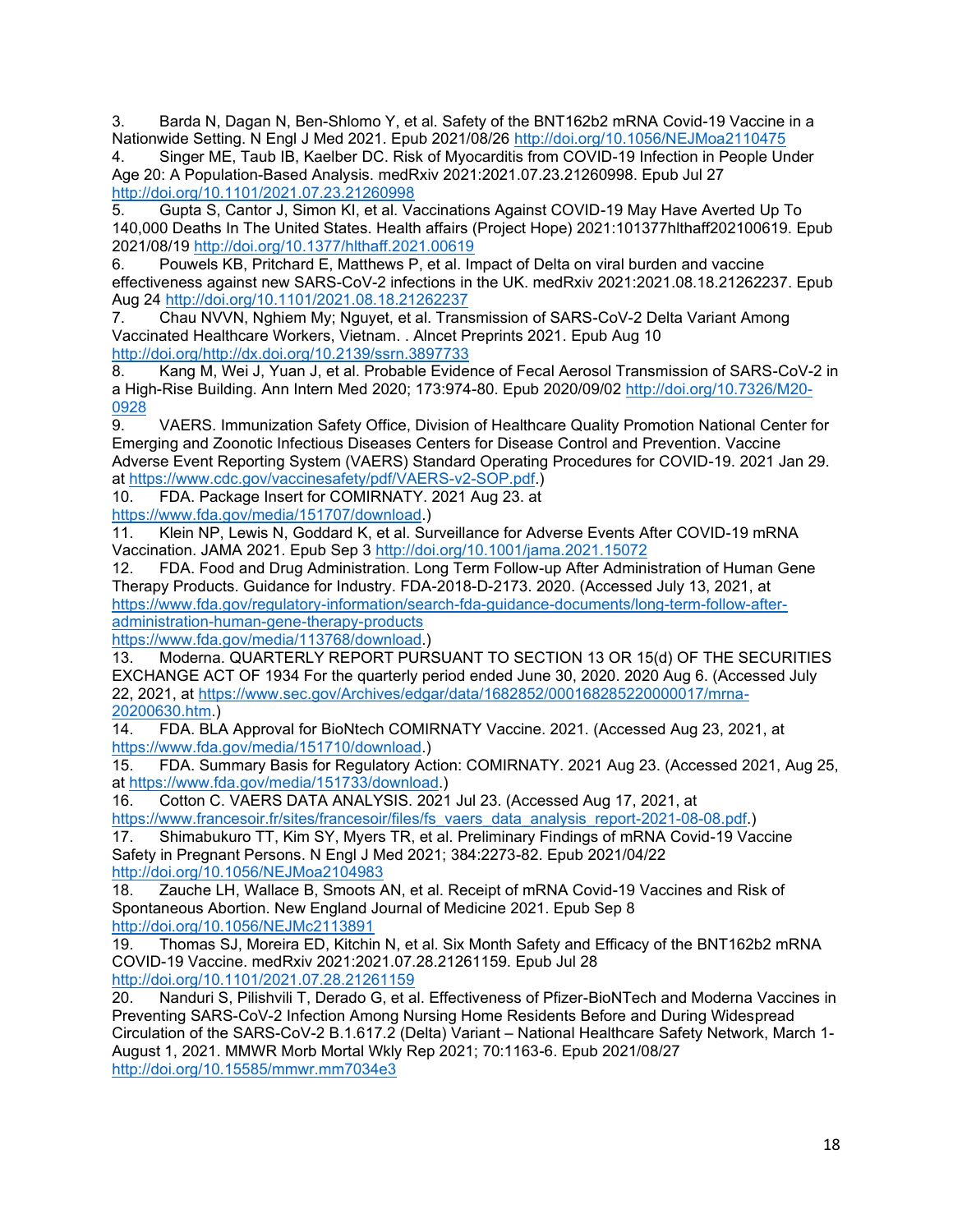3. Barda N, Dagan N, Ben-Shlomo Y, et al. Safety of the BNT162b2 mRNA Covid-19 Vaccine in a Nationwide Setting. N Engl J Med 2021. Epub 2021/08/26 http://doi.org/10.1056/NEJMoa2110475
4. Singer ME, Taub IB, Kaelber DC. Risk of Myocarditis from COVID-19 Infection in People Under Age 20: A Population-Based Analysis. medRxiv 2021:2021.07.23.21260998. Epub Jul 27 http://doi.org/10.1101/2021.07.23.21260998
5. Gupta S, Cantor J, Simon KI, et al. Vaccinations Against COVID-19 May Have Averted Up To 140,000 Deaths In The United States. Health affairs (Project Hope) 2021:101377hlthaff202100619. Epub 2021/08/19 http://doi.org/10.1377/hlthaff.2021.00619
6. Pouwels KB, Pritchard E, Matthews P, et al. Impact of Delta on viral burden and vaccine effectiveness against new SARS-CoV-2 infections in the UK. medRxiv 2021:2021.08.18.21262237. Epub Aug 24 http://doi.org/10.1101/2021.08.18.21262237
7. Chau NVVN, Nghiem My; Nguyet, et al. Transmission of SARS-CoV-2 Delta Variant Among Vaccinated Healthcare Workers, Vietnam. . Alncet Preprints 2021. Epub Aug 10 http://doi.org/http://dx.doi.org/10.2139/ssrn.3897733
8. Kang M, Wei J, Yuan J, et al. Probable Evidence of Fecal Aerosol Transmission of SARS-CoV-2 in a High-Rise Building. Ann Intern Med 2020; 173:974-80. Epub 2020/09/02 http://doi.org/10.7326/M20-0928
9. VAERS. Immunization Safety Office, Division of Healthcare Quality Promotion National Center for Emerging and Zoonotic Infectious Diseases Centers for Disease Control and Prevention. Vaccine Adverse Event Reporting System (VAERS) Standard Operating Procedures for COVID-19. 2021 Jan 29. at https://www.cdc.gov/vaccinesafety/pdf/VAERS-v2-SOP.pdf.)
10. FDA. Package Insert for COMIRNATY. 2021 Aug 23. at https://www.fda.gov/media/151707/download.)
11. Klein NP, Lewis N, Goddard K, et al. Surveillance for Adverse Events After COVID-19 mRNA Vaccination. JAMA 2021. Epub Sep 3 http://doi.org/10.1001/jama.2021.15072
12. FDA. Food and Drug Administration. Long Term Follow-up After Administration of Human Gene Therapy Products. Guidance for Industry. FDA-2018-D-2173. 2020. (Accessed July 13, 2021, at https://www.fda.gov/regulatory-information/search-fda-guidance-documents/long-term-follow-after-administration-human-gene-therapy-products https://www.fda.gov/media/113768/download.)
13. Moderna. QUARTERLY REPORT PURSUANT TO SECTION 13 OR 15(d) OF THE SECURITIES EXCHANGE ACT OF 1934 For the quarterly period ended June 30, 2020. 2020 Aug 6. (Accessed July 22, 2021, at https://www.sec.gov/Archives/edgar/data/1682852/000168285220000017/mrna-20200630.htm.)
14. FDA. BLA Approval for BioNtech COMIRNATY Vaccine. 2021. (Accessed Aug 23, 2021, at https://www.fda.gov/media/151710/download.)
15. FDA. Summary Basis for Regulatory Action: COMIRNATY. 2021 Aug 23. (Accessed 2021, Aug 25, at https://www.fda.gov/media/151733/download.)
16. Cotton C. VAERS DATA ANALYSIS. 2021 Jul 23. (Accessed Aug 17, 2021, at https://www.francesoir.fr/sites/francesoir/files/fs_vaers_data_analysis_report-2021-08-08.pdf.)
17. Shimabukuro TT, Kim SY, Myers TR, et al. Preliminary Findings of mRNA Covid-19 Vaccine Safety in Pregnant Persons. N Engl J Med 2021; 384:2273-82. Epub 2021/04/22 http://doi.org/10.1056/NEJMoa2104983
18. Zauche LH, Wallace B, Smoots AN, et al. Receipt of mRNA Covid-19 Vaccines and Risk of Spontaneous Abortion. New England Journal of Medicine 2021. Epub Sep 8 http://doi.org/10.1056/NEJMc2113891
19. Thomas SJ, Moreira ED, Kitchin N, et al. Six Month Safety and Efficacy of the BNT162b2 mRNA COVID-19 Vaccine. medRxiv 2021:2021.07.28.21261159. Epub Jul 28 http://doi.org/10.1101/2021.07.28.21261159
20. Nanduri S, Pilishvili T, Derado G, et al. Effectiveness of Pfizer-BioNTech and Moderna Vaccines in Preventing SARS-CoV-2 Infection Among Nursing Home Residents Before and During Widespread Circulation of the SARS-CoV-2 B.1.617.2 (Delta) Variant – National Healthcare Safety Network, March 1-August 1, 2021. MMWR Morb Mortal Wkly Rep 2021; 70:1163-6. Epub 2021/08/27 http://doi.org/10.15585/mmwr.mm7034e3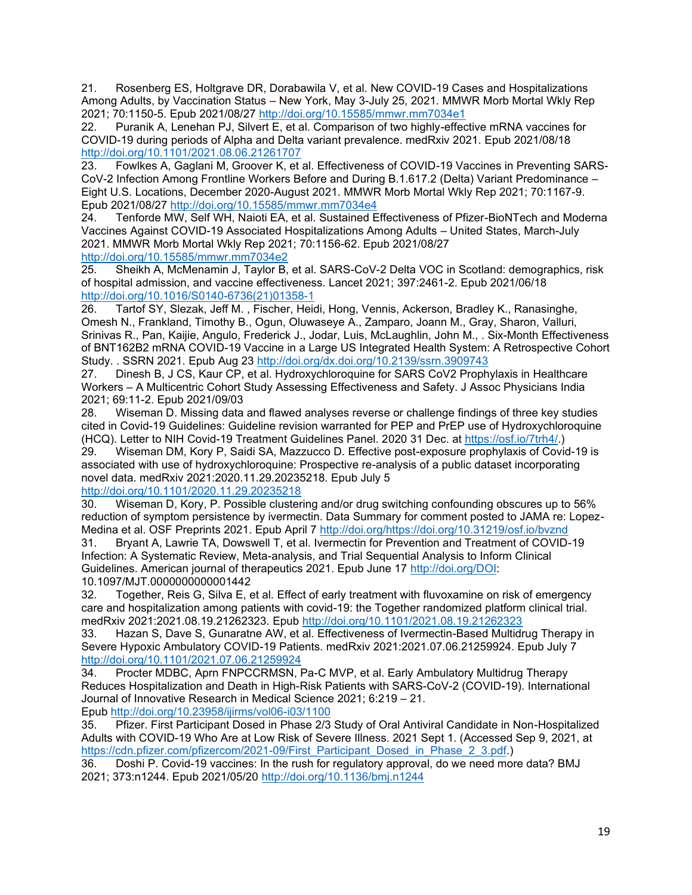21. Rosenberg ES, Holtgrave DR, Dorabawila V, et al. New COVID-19 Cases and Hospitalizations Among Adults, by Vaccination Status – New York, May 3-July 25, 2021. MMWR Morb Mortal Wkly Rep 2021; 70:1150-5. Epub 2021/08/27 http://doi.org/10.15585/mmwr.mm7034e1
22. Puranik A, Lenehan PJ, Silvert E, et al. Comparison of two highly-effective mRNA vaccines for COVID-19 during periods of Alpha and Delta variant prevalence. medRxiv 2021. Epub 2021/08/18 http://doi.org/10.1101/2021.08.06.21261707
23. Fowlkes A, Gaglani M, Groover K, et al. Effectiveness of COVID-19 Vaccines in Preventing SARS-CoV-2 Infection Among Frontline Workers Before and During B.1.617.2 (Delta) Variant Predominance – Eight U.S. Locations, December 2020-August 2021. MMWR Morb Mortal Wkly Rep 2021; 70:1167-9. Epub 2021/08/27 http://doi.org/10.15585/mmwr.mm7034e4
24. Tenforde MW, Self WH, Naioti EA, et al. Sustained Effectiveness of Pfizer-BioNTech and Moderna Vaccines Against COVID-19 Associated Hospitalizations Among Adults – United States, March-July 2021. MMWR Morb Mortal Wkly Rep 2021; 70:1156-62. Epub 2021/08/27 http://doi.org/10.15585/mmwr.mm7034e2
25. Sheikh A, McMenamin J, Taylor B, et al. SARS-CoV-2 Delta VOC in Scotland: demographics, risk of hospital admission, and vaccine effectiveness. Lancet 2021; 397:2461-2. Epub 2021/06/18 http://doi.org/10.1016/S0140-6736(21)01358-1
26. Tartof SY, Slezak, Jeff M. , Fischer, Heidi, Hong, Vennis, Ackerson, Bradley K., Ranasinghe, Omesh N., Frankland, Timothy B., Ogun, Oluwaseye A., Zamparo, Joann M., Gray, Sharon, Valluri, Srinivas R., Pan, Kaijie, Angulo, Frederick J., Jodar, Luis, McLaughlin, John M., . Six-Month Effectiveness of BNT162B2 mRNA COVID-19 Vaccine in a Large US Integrated Health System: A Retrospective Cohort Study. . SSRN 2021. Epub Aug 23 http://doi.org/dx.doi.org/10.2139/ssrn.3909743
27. Dinesh B, J CS, Kaur CP, et al. Hydroxychloroquine for SARS CoV2 Prophylaxis in Healthcare Workers – A Multicentric Cohort Study Assessing Effectiveness and Safety. J Assoc Physicians India 2021; 69:11-2. Epub 2021/09/03
28. Wiseman D. Missing data and flawed analyses reverse or challenge findings of three key studies cited in Covid-19 Guidelines: Guideline revision warranted for PEP and PrEP use of Hydroxychloroquine (HCQ). Letter to NIH Covid-19 Treatment Guidelines Panel. 2020 31 Dec. at https://osf.io/7trh4/.)
29. Wiseman DM, Kory P, Saidi SA, Mazzucco D. Effective post-exposure prophylaxis of Covid-19 is associated with use of hydroxychloroquine: Prospective re-analysis of a public dataset incorporating novel data. medRxiv 2021:2020.11.29.20235218. Epub July 5 http://doi.org/10.1101/2020.11.29.20235218
30. Wiseman D, Kory, P. Possible clustering and/or drug switching confounding obscures up to 56% reduction of symptom persistence by ivermectin. Data Summary for comment posted to JAMA re: Lopez-Medina et al. OSF Preprints 2021. Epub April 7 http://doi.org/https://doi.org/10.31219/osf.io/bvznd
31. Bryant A, Lawrie TA, Dowswell T, et al. Ivermectin for Prevention and Treatment of COVID-19 Infection: A Systematic Review, Meta-analysis, and Trial Sequential Analysis to Inform Clinical Guidelines. American journal of therapeutics 2021. Epub June 17 http://doi.org/DOI: 10.1097/MJT.0000000000001442
32. Together, Reis G, Silva E, et al. Effect of early treatment with fluvoxamine on risk of emergency care and hospitalization among patients with covid-19: the Together randomized platform clinical trial. medRxiv 2021:2021.08.19.21262323. Epub http://doi.org/10.1101/2021.08.19.21262323
33. Hazan S, Dave S, Gunaratne AW, et al. Effectiveness of Ivermectin-Based Multidrug Therapy in Severe Hypoxic Ambulatory COVID-19 Patients. medRxiv 2021:2021.07.06.21259924. Epub July 7 http://doi.org/10.1101/2021.07.06.21259924
34. Procter MDBC, Aprn FNPCCRMSN, Pa-C MVP, et al. Early Ambulatory Multidrug Therapy Reduces Hospitalization and Death in High-Risk Patients with SARS-CoV-2 (COVID-19). International Journal of Innovative Research in Medical Science 2021; 6:219 – 21. Epub http://doi.org/10.23958/ijirms/vol06-i03/1100
35. Pfizer. First Participant Dosed in Phase 2/3 Study of Oral Antiviral Candidate in Non-Hospitalized Adults with COVID-19 Who Are at Low Risk of Severe Illness. 2021 Sept 1. (Accessed Sep 9, 2021, at https://cdn.pfizer.com/pfizercom/2021-09/First_Participant_Dosed_in_Phase_2_3.pdf.)
36. Doshi P. Covid-19 vaccines: In the rush for regulatory approval, do we need more data? BMJ 2021; 373:n1244. Epub 2021/05/20 http://doi.org/10.1136/bmj.n1244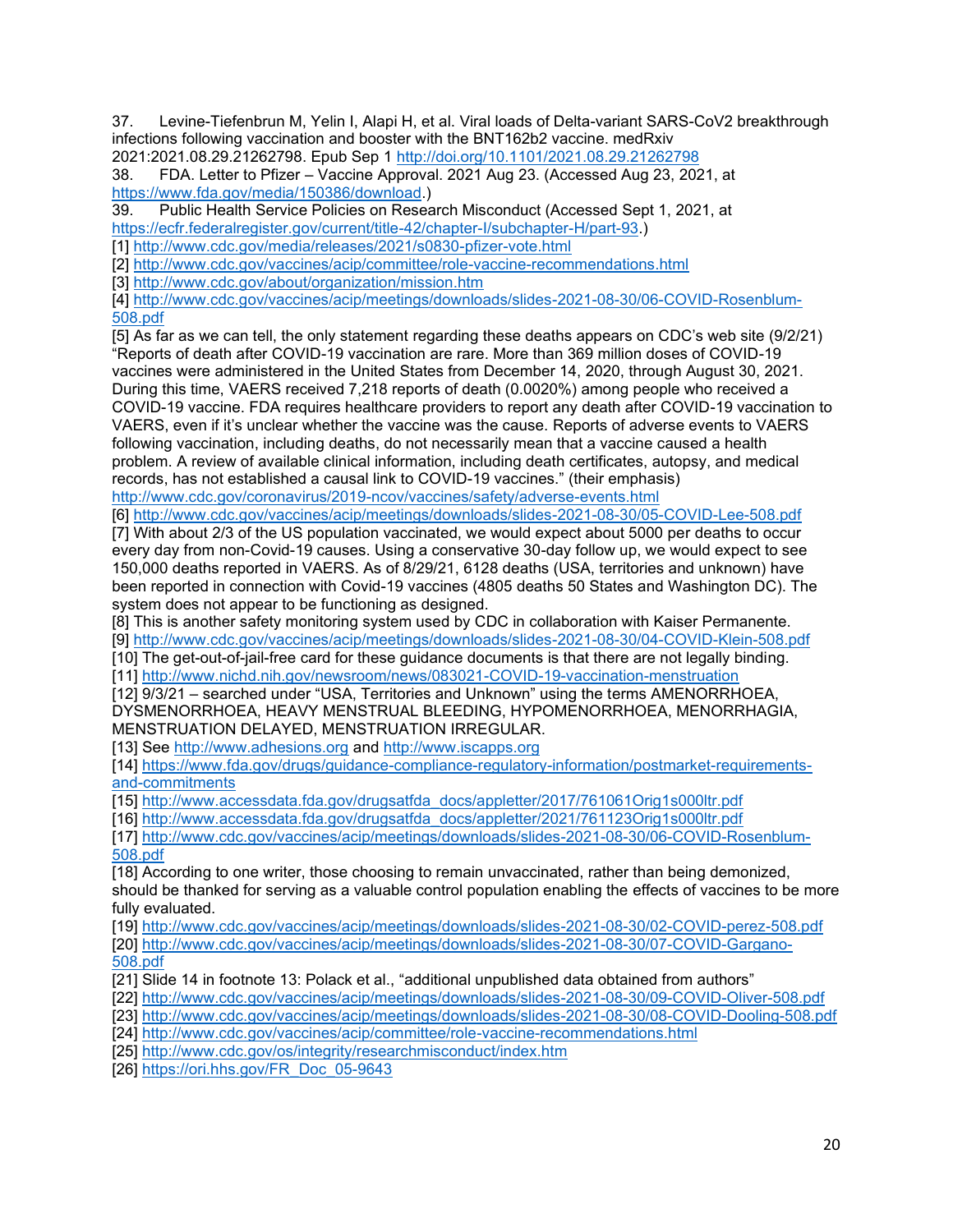37. Levine-Tiefenbrun M, Yelin I, Alapi H, et al. Viral loads of Delta-variant SARS-CoV2 breakthrough infections following vaccination and booster with the BNT162b2 vaccine. medRxiv 2021:2021.08.29.21262798. Epub Sep 1 http://doi.org/10.1101/2021.08.29.21262798

38. FDA. Letter to Pfizer – Vaccine Approval. 2021 Aug 23. (Accessed Aug 23, 2021, at https://www.fda.gov/media/150386/download.)

39. Public Health Service Policies on Research Misconduct (Accessed Sept 1, 2021, at https://ecfr.federalregister.gov/current/title-42/chapter-I/subchapter-H/part-93.)

[1] http://www.cdc.gov/media/releases/2021/s0830-pfizer-vote.html

[2] http://www.cdc.gov/vaccines/acip/committee/role-vaccine-recommendations.html

[3] http://www.cdc.gov/about/organization/mission.htm

[4] http://www.cdc.gov/vaccines/acip/meetings/downloads/slides-2021-08-30/06-COVID-Rosenblum-508.pdf

[5] As far as we can tell, the only statement regarding these deaths appears on CDC's web site (9/2/21) "Reports of death after COVID-19 vaccination are rare. More than 369 million doses of COVID-19 vaccines were administered in the United States from December 14, 2020, through August 30, 2021. During this time, VAERS received 7,218 reports of death (0.0020%) among people who received a COVID-19 vaccine. FDA requires healthcare providers to report any death after COVID-19 vaccination to VAERS, even if it's unclear whether the vaccine was the cause. Reports of adverse events to VAERS following vaccination, including deaths, do not necessarily mean that a vaccine caused a health problem. A review of available clinical information, including death certificates, autopsy, and medical records, has not established a causal link to COVID-19 vaccines." (their emphasis) http://www.cdc.gov/coronavirus/2019-ncov/vaccines/safety/adverse-events.html

[6] http://www.cdc.gov/vaccines/acip/meetings/downloads/slides-2021-08-30/05-COVID-Lee-508.pdf

[7] With about 2/3 of the US population vaccinated, we would expect about 5000 per deaths to occur every day from non-Covid-19 causes. Using a conservative 30-day follow up, we would expect to see 150,000 deaths reported in VAERS. As of 8/29/21, 6128 deaths (USA, territories and unknown) have been reported in connection with Covid-19 vaccines (4805 deaths 50 States and Washington DC). The system does not appear to be functioning as designed.

[8] This is another safety monitoring system used by CDC in collaboration with Kaiser Permanente.

[9] http://www.cdc.gov/vaccines/acip/meetings/downloads/slides-2021-08-30/04-COVID-Klein-508.pdf

[10] The get-out-of-jail-free card for these guidance documents is that there are not legally binding.

[11] http://www.nichd.nih.gov/newsroom/news/083021-COVID-19-vaccination-menstruation

[12] 9/3/21 – searched under "USA, Territories and Unknown" using the terms AMENORRHOEA, DYSMENORRHOEA, HEAVY MENSTRUAL BLEEDING, HYPOMENORRHOEA, MENORRHAGIA, MENSTRUATION DELAYED, MENSTRUATION IRREGULAR.

[13] See http://www.adhesions.org and http://www.iscapps.org

[14] https://www.fda.gov/drugs/guidance-compliance-regulatory-information/postmarket-requirements-and-commitments

[15] http://www.accessdata.fda.gov/drugsatfda_docs/appletter/2017/761061Orig1s000ltr.pdf

[16] http://www.accessdata.fda.gov/drugsatfda_docs/appletter/2021/761123Orig1s000ltr.pdf

[17] http://www.cdc.gov/vaccines/acip/meetings/downloads/slides-2021-08-30/06-COVID-Rosenblum-508.pdf

[18] According to one writer, those choosing to remain unvaccinated, rather than being demonized, should be thanked for serving as a valuable control population enabling the effects of vaccines to be more fully evaluated.

[19] http://www.cdc.gov/vaccines/acip/meetings/downloads/slides-2021-08-30/02-COVID-perez-508.pdf

[20] http://www.cdc.gov/vaccines/acip/meetings/downloads/slides-2021-08-30/07-COVID-Gargano-508.pdf

[21] Slide 14 in footnote 13: Polack et al., "additional unpublished data obtained from authors"

[22] http://www.cdc.gov/vaccines/acip/meetings/downloads/slides-2021-08-30/09-COVID-Oliver-508.pdf

[23] http://www.cdc.gov/vaccines/acip/meetings/downloads/slides-2021-08-30/08-COVID-Dooling-508.pdf

[24] http://www.cdc.gov/vaccines/acip/committee/role-vaccine-recommendations.html

[25] http://www.cdc.gov/os/integrity/researchmisconduct/index.htm

[26] https://ori.hhs.gov/FR_Doc_05-9643